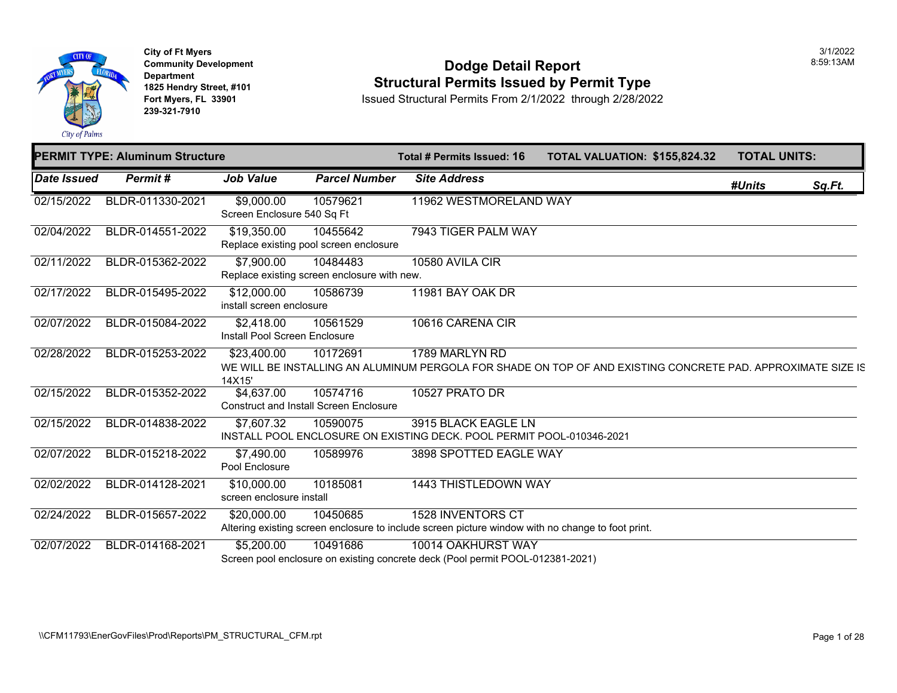City of Ft Myers
Community Development Department
1825 Hendry Street, #101
Fort Myers, FL 33901
239-321-7910

3/1/2022
8:59:13AM

# Dodge Detail Report
## Structural Permits Issued by Permit Type
Issued Structural Permits From 2/1/2022 through 2/28/2022

**PERMIT TYPE: Aluminum Structure** | **Total # Permits Issued: 16** | **TOTAL VALUATION: $155,824.32** | **TOTAL UNITS:**

| Date Issued | Permit # | Job Value | Parcel Number | Site Address | #Units | Sq.Ft. |
|---|---|---|---|---|---|---|
| 02/15/2022 | BLDR-011330-2021 | $9,000.00 | 10579621 | 11962 WESTMORELAND WAY | | |
| | | Screen Enclosure 540 Sq Ft | | | | |
| 02/04/2022 | BLDR-014551-2022 | $19,350.00 | 10455642 | 7943 TIGER PALM WAY | | |
| | | Replace existing pool screen enclosure | | | | |
| 02/11/2022 | BLDR-015362-2022 | $7,900.00 | 10484483 | 10580 AVILA CIR | | |
| | | Replace existing screen enclosure with new. | | | | |
| 02/17/2022 | BLDR-015495-2022 | $12,000.00 | 10586739 | 11981 BAY OAK DR | | |
| | | install screen enclosure | | | | |
| 02/07/2022 | BLDR-015084-2022 | $2,418.00 | 10561529 | 10616 CARENA CIR | | |
| | | Install Pool Screen Enclosure | | | | |
| 02/28/2022 | BLDR-015253-2022 | $23,400.00 | 10172691 | 1789 MARLYN RD | | |
| | | WE WILL BE INSTALLING AN ALUMINUM PERGOLA FOR SHADE ON TOP OF AND EXISTING CONCRETE PAD. APPROXIMATE SIZE IS 14X15' | | | | |
| 02/15/2022 | BLDR-015352-2022 | $4,637.00 | 10574716 | 10527 PRATO DR | | |
| | | Construct and Install Screen Enclosure | | | | |
| 02/15/2022 | BLDR-014838-2022 | $7,607.32 | 10590075 | 3915 BLACK EAGLE LN | | |
| | | INSTALL POOL ENCLOSURE ON EXISTING DECK. POOL PERMIT POOL-010346-2021 | | | | |
| 02/07/2022 | BLDR-015218-2022 | $7,490.00 | 10589976 | 3898 SPOTTED EAGLE WAY | | |
| | | Pool Enclosure | | | | |
| 02/02/2022 | BLDR-014128-2021 | $10,000.00 | 10185081 | 1443 THISTLEDOWN WAY | | |
| | | screen enclosure install | | | | |
| 02/24/2022 | BLDR-015657-2022 | $20,000.00 | 10450685 | 1528 INVENTORS CT | | |
| | | Altering existing screen enclosure to include screen picture window with no change to foot print. | | | | |
| 02/07/2022 | BLDR-014168-2021 | $5,200.00 | 10491686 | 10014 OAKHURST WAY | | |
| | | Screen pool enclosure on existing concrete deck (Pool permit POOL-012381-2021) | | | | |

\\CFM11793\EnerGovFiles\Prod\Reports\PM_STRUCTURAL_CFM.rpt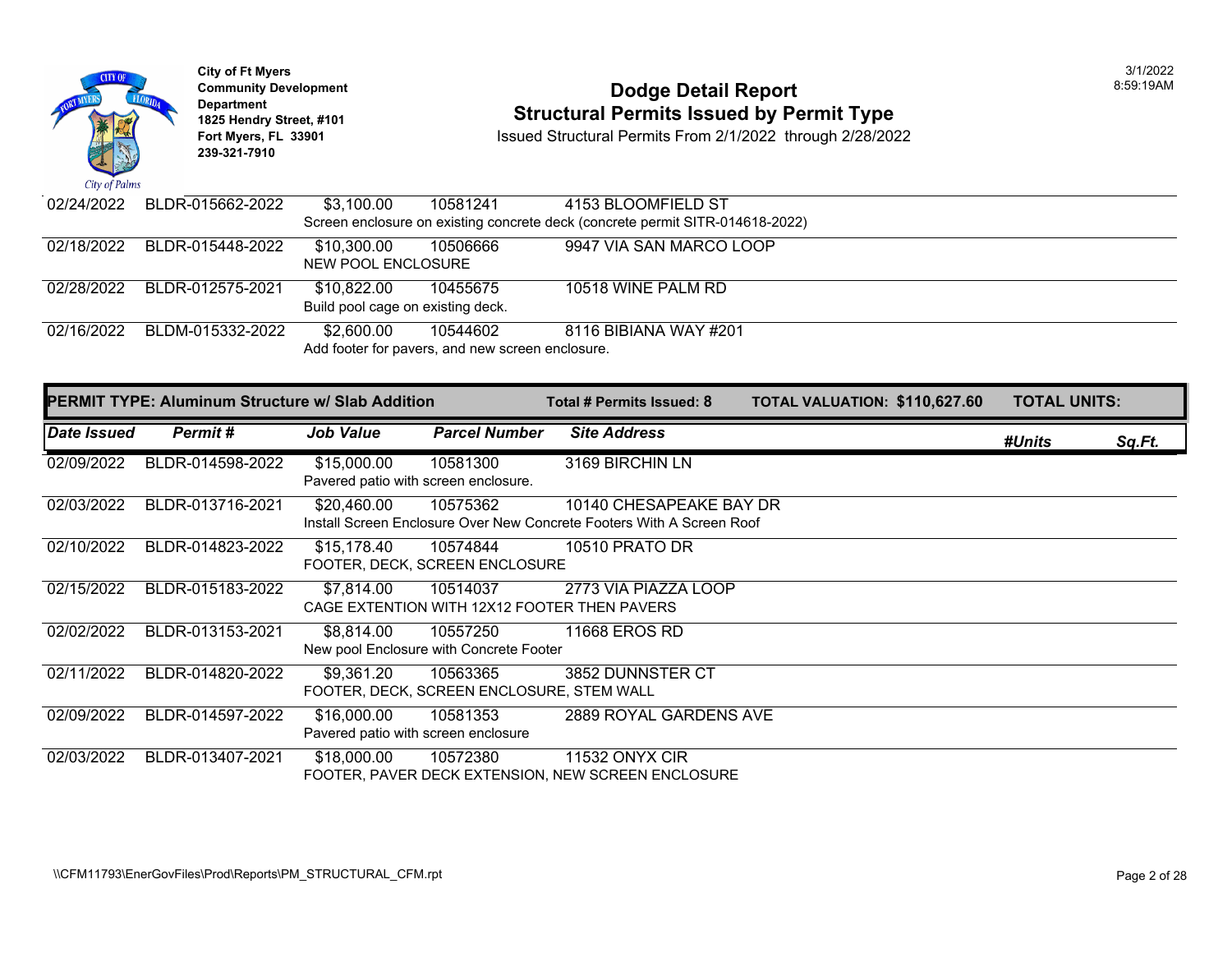City of Ft Myers
Community Development Department
1825 Hendry Street, #101
Fort Myers, FL 33901
239-321-7910

# Dodge Detail Report
## Structural Permits Issued by Permit Type

Issued Structural Permits From 2/1/2022 through 2/28/2022

3/1/2022
8:59:19AM

| Date Issued | Permit # | Job Value | Parcel Number | Site Address | #Units | Sq.Ft. |
|---|---|---|---|---|---|---|
| 02/24/2022 | BLDR-015662-2022 | $3,100.00 | 10581241 | 4153 BLOOMFIELD ST | | |
| | | Screen enclosure on existing concrete deck (concrete permit SITR-014618-2022) | | | | |
| 02/18/2022 | BLDR-015448-2022 | $10,300.00 | 10506666 | 9947 VIA SAN MARCO LOOP | | |
| | | NEW POOL ENCLOSURE | | | | |
| 02/28/2022 | BLDR-012575-2021 | $10,822.00 | 10455675 | 10518 WINE PALM RD | | |
| | | Build pool cage on existing deck. | | | | |
| 02/16/2022 | BLDM-015332-2022 | $2,600.00 | 10544602 | 8116 BIBIANA WAY #201 | | |
| | | Add footer for pavers, and new screen enclosure. | | | | |

**PERMIT TYPE: Aluminum Structure w/ Slab Addition** — **Total # Permits Issued: 8** — **TOTAL VALUATION: $110,627.60** — **TOTAL UNITS:**

| Date Issued | Permit # | Job Value | Parcel Number | Site Address | #Units | Sq.Ft. |
|---|---|---|---|---|---|---|
| 02/09/2022 | BLDR-014598-2022 | $15,000.00 | 10581300 | 3169 BIRCHIN LN | | |
| | | Pavered patio with screen enclosure. | | | | |
| 02/03/2022 | BLDR-013716-2021 | $20,460.00 | 10575362 | 10140 CHESAPEAKE BAY DR | | |
| | | Install Screen Enclosure Over New Concrete Footers With A Screen Roof | | | | |
| 02/10/2022 | BLDR-014823-2022 | $15,178.40 | 10574844 | 10510 PRATO DR | | |
| | | FOOTER, DECK, SCREEN ENCLOSURE | | | | |
| 02/15/2022 | BLDR-015183-2022 | $7,814.00 | 10514037 | 2773 VIA PIAZZA LOOP | | |
| | | CAGE EXTENTION WITH 12X12 FOOTER THEN PAVERS | | | | |
| 02/02/2022 | BLDR-013153-2021 | $8,814.00 | 10557250 | 11668 EROS RD | | |
| | | New pool Enclosure with Concrete Footer | | | | |
| 02/11/2022 | BLDR-014820-2022 | $9,361.20 | 10563365 | 3852 DUNNSTER CT | | |
| | | FOOTER, DECK, SCREEN ENCLOSURE, STEM WALL | | | | |
| 02/09/2022 | BLDR-014597-2022 | $16,000.00 | 10581353 | 2889 ROYAL GARDENS AVE | | |
| | | Pavered patio with screen enclosure | | | | |
| 02/03/2022 | BLDR-013407-2021 | $18,000.00 | 10572380 | 11532 ONYX CIR | | |
| | | FOOTER, PAVER DECK EXTENSION, NEW SCREEN ENCLOSURE | | | | |

\\CFM11793\EnerGovFiles\Prod\Reports\PM_STRUCTURAL_CFM.rpt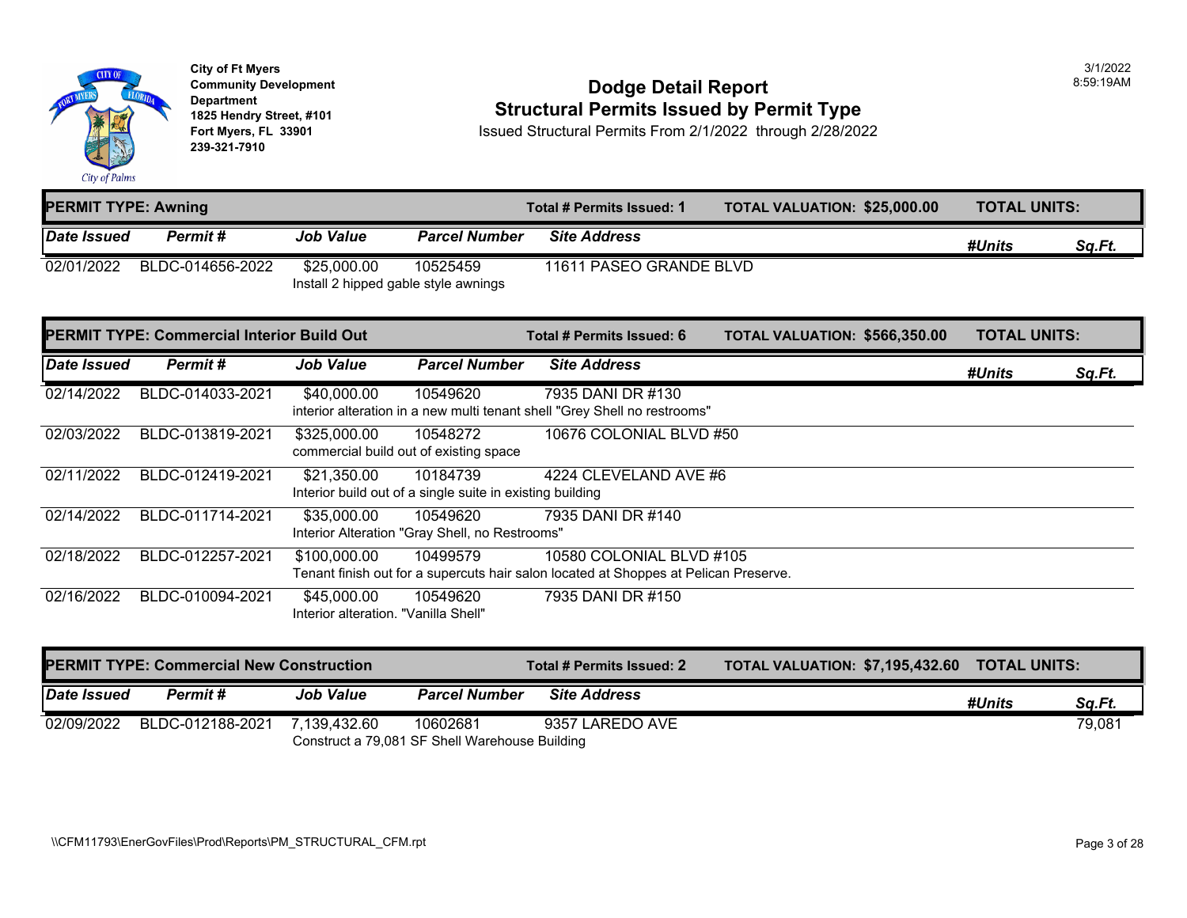City of Ft Myers
Community Development Department
1825 Hendry Street, #101
Fort Myers, FL 33901
239-321-7910

# Dodge Detail Report
## Structural Permits Issued by Permit Type

Issued Structural Permits From 2/1/2022 through 2/28/2022

3/1/2022
8:59:19AM

**PERMIT TYPE: Awning** | **Total # Permits Issued: 1** | **TOTAL VALUATION: $25,000.00** | **TOTAL UNITS:**

| Date Issued | Permit # | Job Value | Parcel Number | Site Address | #Units | Sq.Ft. |
|---|---|---|---|---|---|---|
| 02/01/2022 | BLDC-014656-2022 | $25,000.00 | 10525459 | 11611 PASEO GRANDE BLVD | | |
| | | Install 2 hipped gable style awnings | | | | |

**PERMIT TYPE: Commercial Interior Build Out** | **Total # Permits Issued: 6** | **TOTAL VALUATION: $566,350.00** | **TOTAL UNITS:**

| Date Issued | Permit # | Job Value | Parcel Number | Site Address | #Units | Sq.Ft. |
|---|---|---|---|---|---|---|
| 02/14/2022 | BLDC-014033-2021 | $40,000.00 | 10549620 | 7935 DANI DR #130 | | |
| | | interior alteration in a new multi tenant shell "Grey Shell no restrooms" | | | | |
| 02/03/2022 | BLDC-013819-2021 | $325,000.00 | 10548272 | 10676 COLONIAL BLVD #50 | | |
| | | commercial build out of existing space | | | | |
| 02/11/2022 | BLDC-012419-2021 | $21,350.00 | 10184739 | 4224 CLEVELAND AVE #6 | | |
| | | Interior build out of a single suite in existing building | | | | |
| 02/14/2022 | BLDC-011714-2021 | $35,000.00 | 10549620 | 7935 DANI DR #140 | | |
| | | Interior Alteration "Gray Shell, no Restrooms" | | | | |
| 02/18/2022 | BLDC-012257-2021 | $100,000.00 | 10499579 | 10580 COLONIAL BLVD #105 | | |
| | | Tenant finish out for a supercuts hair salon located at Shoppes at Pelican Preserve. | | | | |
| 02/16/2022 | BLDC-010094-2021 | $45,000.00 | 10549620 | 7935 DANI DR #150 | | |
| | | Interior alteration. "Vanilla Shell" | | | | |

**PERMIT TYPE: Commercial New Construction** | **Total # Permits Issued: 2** | **TOTAL VALUATION: $7,195,432.60** | **TOTAL UNITS:**

| Date Issued | Permit # | Job Value | Parcel Number | Site Address | #Units | Sq.Ft. |
|---|---|---|---|---|---|---|
| 02/09/2022 | BLDC-012188-2021 | 7,139,432.60 | 10602681 | 9357 LAREDO AVE | | 79,081 |
| | | Construct a 79,081 SF Shell Warehouse Building | | | | |

\\CFM11793\EnerGovFiles\Prod\Reports\PM_STRUCTURAL_CFM.rpt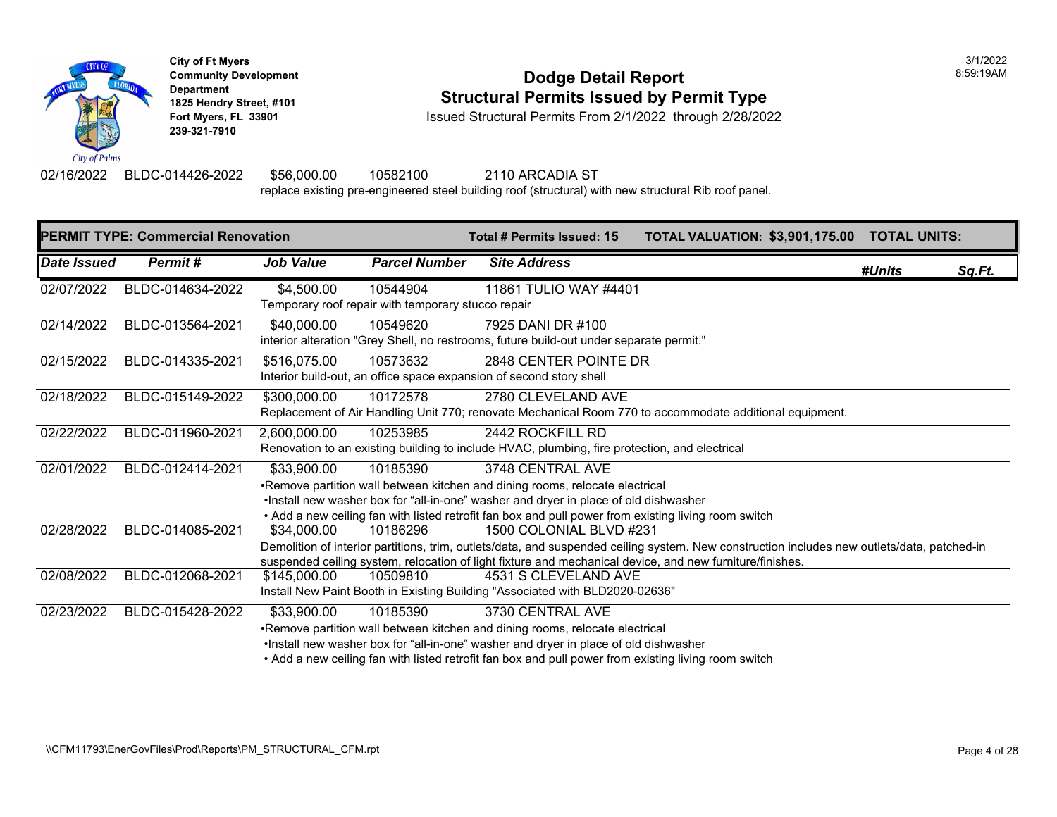City of Ft Myers
Community Development Department
1825 Hendry Street, #101
Fort Myers, FL 33901
239-321-7910

# Dodge Detail Report
## Structural Permits Issued by Permit Type

Issued Structural Permits From 2/1/2022 through 2/28/2022

| Date Issued | Permit # | Job Value | Parcel Number | Site Address | #Units | Sq.Ft. |
|---|---|---|---|---|---|---|
| 02/16/2022 | BLDC-014426-2022 | $56,000.00 | 10582100 | 2110 ARCADIA ST | | |
| | | replace existing pre-engineered steel building roof (structural) with new structural Rib roof panel. | | | | |

**PERMIT TYPE: Commercial Renovation** — **Total # Permits Issued: 15** — **TOTAL VALUATION: $3,901,175.00** — **TOTAL UNITS:**

| Date Issued | Permit # | Job Value | Parcel Number | Site Address | #Units | Sq.Ft. |
|---|---|---|---|---|---|---|
| 02/07/2022 | BLDC-014634-2022 | $4,500.00 | 10544904 | 11861 TULIO WAY #4401 | | |
| | | Temporary roof repair with temporary stucco repair | | | | |
| 02/14/2022 | BLDC-013564-2021 | $40,000.00 | 10549620 | 7925 DANI DR #100 | | |
| | | interior alteration "Grey Shell, no restrooms, future build-out under separate permit." | | | | |
| 02/15/2022 | BLDC-014335-2021 | $516,075.00 | 10573632 | 2848 CENTER POINTE DR | | |
| | | Interior build-out, an office space expansion of second story shell | | | | |
| 02/18/2022 | BLDC-015149-2022 | $300,000.00 | 10172578 | 2780 CLEVELAND AVE | | |
| | | Replacement of Air Handling Unit 770; renovate Mechanical Room 770 to accommodate additional equipment. | | | | |
| 02/22/2022 | BLDC-011960-2021 | 2,600,000.00 | 10253985 | 2442 ROCKFILL RD | | |
| | | Renovation to an existing building to include HVAC, plumbing, fire protection, and electrical | | | | |
| 02/01/2022 | BLDC-012414-2021 | $33,900.00 | 10185390 | 3748 CENTRAL AVE | | |
| | | •Remove partition wall between kitchen and dining rooms, relocate electrical •Install new washer box for "all-in-one" washer and dryer in place of old dishwasher • Add a new ceiling fan with listed retrofit fan box and pull power from existing living room switch | | | | |
| 02/28/2022 | BLDC-014085-2021 | $34,000.00 | 10186296 | 1500 COLONIAL BLVD #231 | | |
| | | Demolition of interior partitions, trim, outlets/data, and suspended ceiling system. New construction includes new outlets/data, patched-in suspended ceiling system, relocation of light fixture and mechanical device, and new furniture/finishes. | | | | |
| 02/08/2022 | BLDC-012068-2021 | $145,000.00 | 10509810 | 4531 S CLEVELAND AVE | | |
| | | Install New Paint Booth in Existing Building "Associated with BLD2020-02636" | | | | |
| 02/23/2022 | BLDC-015428-2022 | $33,900.00 | 10185390 | 3730 CENTRAL AVE | | |
| | | •Remove partition wall between kitchen and dining rooms, relocate electrical •Install new washer box for "all-in-one" washer and dryer in place of old dishwasher • Add a new ceiling fan with listed retrofit fan box and pull power from existing living room switch | | | | |

\\CFM11793\EnerGovFiles\Prod\Reports\PM_STRUCTURAL_CFM.rpt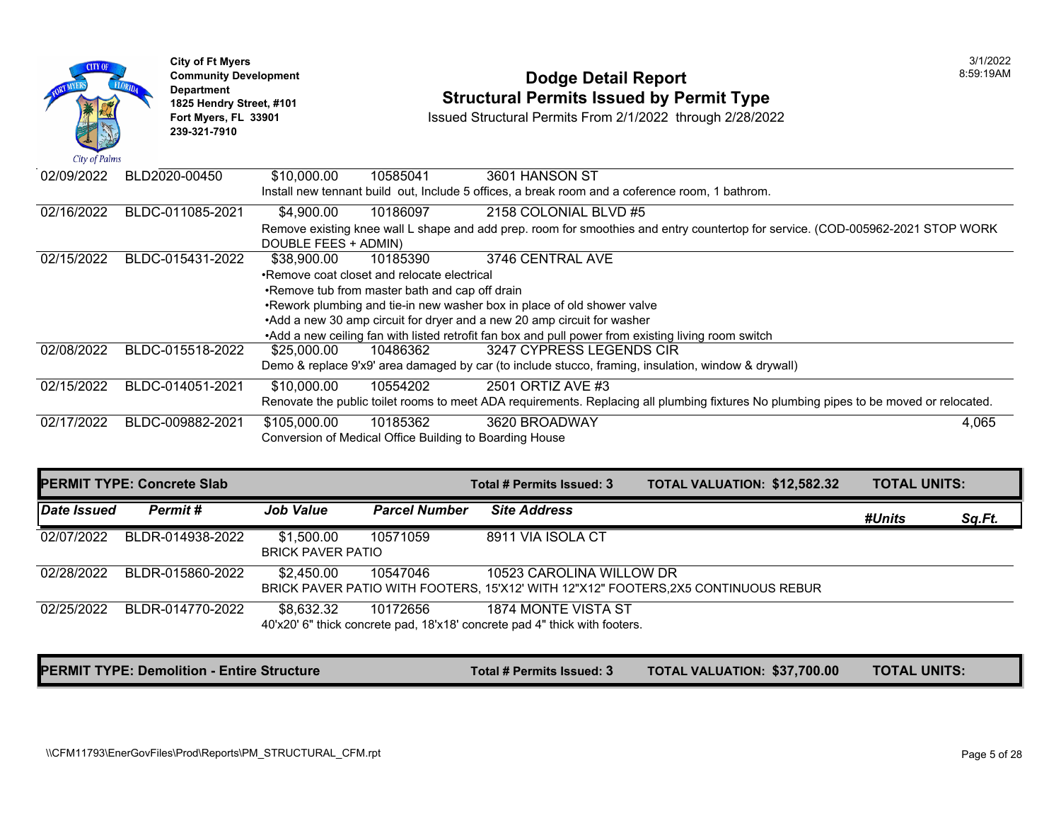| Date Issued | Permit # | Job Value | Parcel Number | Site Address | #Units | Sq.Ft. |
|---|---|---|---|---|---|---|
| 02/09/2022 | BLD2020-00450 | $10,000.00 | 10585041 | 3601 HANSON ST | | |
| | | Install new tennant build out, Include 5 offices, a break room and a coference room, 1 bathroom. | | | | |
| 02/16/2022 | BLDC-011085-2021 | $4,900.00 | 10186097 | 2158 COLONIAL BLVD #5 | | |
| | | Remove existing knee wall L shape and add prep. room for smoothies and entry countertop for service. (COD-005962-2021 STOP WORK DOUBLE FEES + ADMIN) | | | | |
| 02/15/2022 | BLDC-015431-2022 | $38,900.00 | 10185390 | 3746 CENTRAL AVE | | |
| | | •Remove coat closet and relocate electrical<br>•Remove tub from master bath and cap off drain<br>•Rework plumbing and tie-in new washer box in place of old shower valve<br>•Add a new 30 amp circuit for dryer and a new 20 amp circuit for washer<br>•Add a new ceiling fan with listed retrofit fan box and pull power from existing living room switch | | | | |
| 02/08/2022 | BLDC-015518-2022 | $25,000.00 | 10486362 | 3247 CYPRESS LEGENDS CIR | | |
| | | Demo & replace 9'x9' area damaged by car (to include stucco, framing, insulation, window & drywall) | | | | |
| 02/15/2022 | BLDC-014051-2021 | $10,000.00 | 10554202 | 2501 ORTIZ AVE #3 | | |
| | | Renovate the public toilet rooms to meet ADA requirements. Replacing all plumbing fixtures No plumbing pipes to be moved or relocated. | | | | |
| 02/17/2022 | BLDC-009882-2021 | $105,000.00 | 10185362 | 3620 BROADWAY | | 4,065 |
| | | Conversion of Medical Office Building to Boarding House | | | | |

**PERMIT TYPE: Concrete Slab** — Total # Permits Issued: 3 — TOTAL VALUATION: $12,582.32 — TOTAL UNITS:

| Date Issued | Permit # | Job Value | Parcel Number | Site Address | #Units | Sq.Ft. |
|---|---|---|---|---|---|---|
| 02/07/2022 | BLDR-014938-2022 | $1,500.00 | 10571059 | 8911 VIA ISOLA CT | | |
| | | BRICK PAVER PATIO | | | | |
| 02/28/2022 | BLDR-015860-2022 | $2,450.00 | 10547046 | 10523 CAROLINA WILLOW DR | | |
| | | BRICK PAVER PATIO WITH FOOTERS, 15'X12' WITH 12"X12" FOOTERS,2X5 CONTINUOUS REBUR | | | | |
| 02/25/2022 | BLDR-014770-2022 | $8,632.32 | 10172656 | 1874 MONTE VISTA ST | | |
| | | 40'x20' 6" thick concrete pad, 18'x18' concrete pad 4" thick with footers. | | | | |

**PERMIT TYPE: Demolition - Entire Structure** — Total # Permits Issued: 3 — TOTAL VALUATION: $37,700.00 — TOTAL UNITS: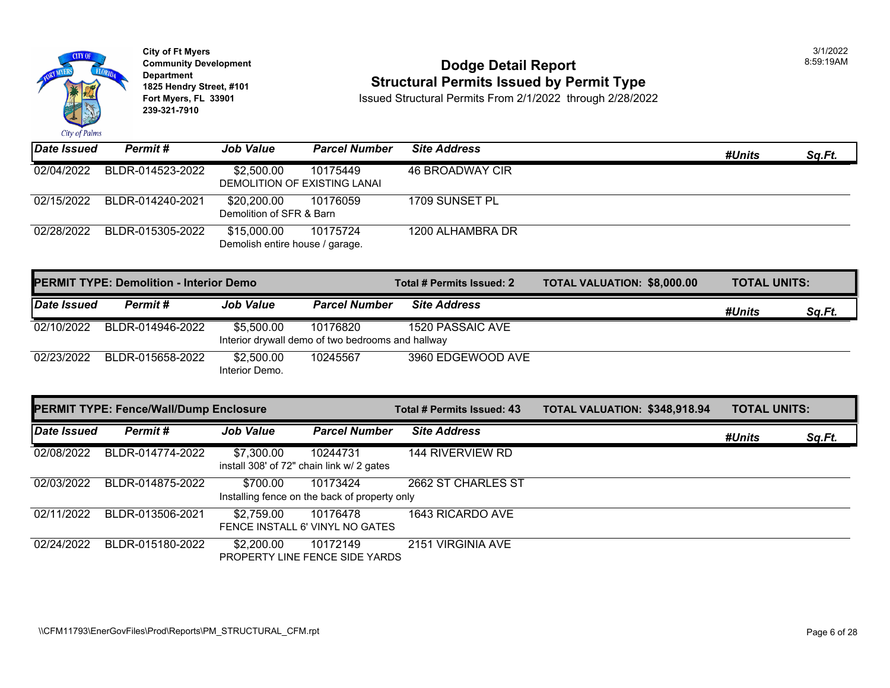**City of Ft Myers**
**Community Development Department**
**1825 Hendry Street, #101**
**Fort Myers, FL 33901**
**239-321-7910**

3/1/2022
8:59:19AM

# Dodge Detail Report
## Structural Permits Issued by Permit Type

Issued Structural Permits From 2/1/2022 through 2/28/2022

| Date Issued | Permit # | Job Value | Parcel Number | Site Address | #Units | Sq.Ft. |
|---|---|---|---|---|---|---|
| 02/04/2022 | BLDR-014523-2022 | $2,500.00 | 10175449 | 46 BROADWAY CIR | | |
| | | DEMOLITION OF EXISTING LANAI | | | | |
| 02/15/2022 | BLDR-014240-2021 | $20,200.00 | 10176059 | 1709 SUNSET PL | | |
| | | Demolition of SFR & Barn | | | | |
| 02/28/2022 | BLDR-015305-2022 | $15,000.00 | 10175724 | 1200 ALHAMBRA DR | | |
| | | Demolish entire house / garage. | | | | |

**PERMIT TYPE: Demolition - Interior Demo** | **Total # Permits Issued: 2** | **TOTAL VALUATION: $8,000.00** | **TOTAL UNITS:**

| Date Issued | Permit # | Job Value | Parcel Number | Site Address | #Units | Sq.Ft. |
|---|---|---|---|---|---|---|
| 02/10/2022 | BLDR-014946-2022 | $5,500.00 | 10176820 | 1520 PASSAIC AVE | | |
| | | Interior drywall demo of two bedrooms and hallway | | | | |
| 02/23/2022 | BLDR-015658-2022 | $2,500.00 | 10245567 | 3960 EDGEWOOD AVE | | |
| | | Interior Demo. | | | | |

**PERMIT TYPE: Fence/Wall/Dump Enclosure** | **Total # Permits Issued: 43** | **TOTAL VALUATION: $348,918.94** | **TOTAL UNITS:**

| Date Issued | Permit # | Job Value | Parcel Number | Site Address | #Units | Sq.Ft. |
|---|---|---|---|---|---|---|
| 02/08/2022 | BLDR-014774-2022 | $7,300.00 | 10244731 | 144 RIVERVIEW RD | | |
| | | install 308' of 72" chain link w/ 2 gates | | | | |
| 02/03/2022 | BLDR-014875-2022 | $700.00 | 10173424 | 2662 ST CHARLES ST | | |
| | | Installing fence on the back of property only | | | | |
| 02/11/2022 | BLDR-013506-2021 | $2,759.00 | 10176478 | 1643 RICARDO AVE | | |
| | | FENCE INSTALL 6' VINYL NO GATES | | | | |
| 02/24/2022 | BLDR-015180-2022 | $2,200.00 | 10172149 | 2151 VIRGINIA AVE | | |
| | | PROPERTY LINE FENCE SIDE YARDS | | | | |

\\CFM11793\EnerGovFiles\Prod\Reports\PM_STRUCTURAL_CFM.rpt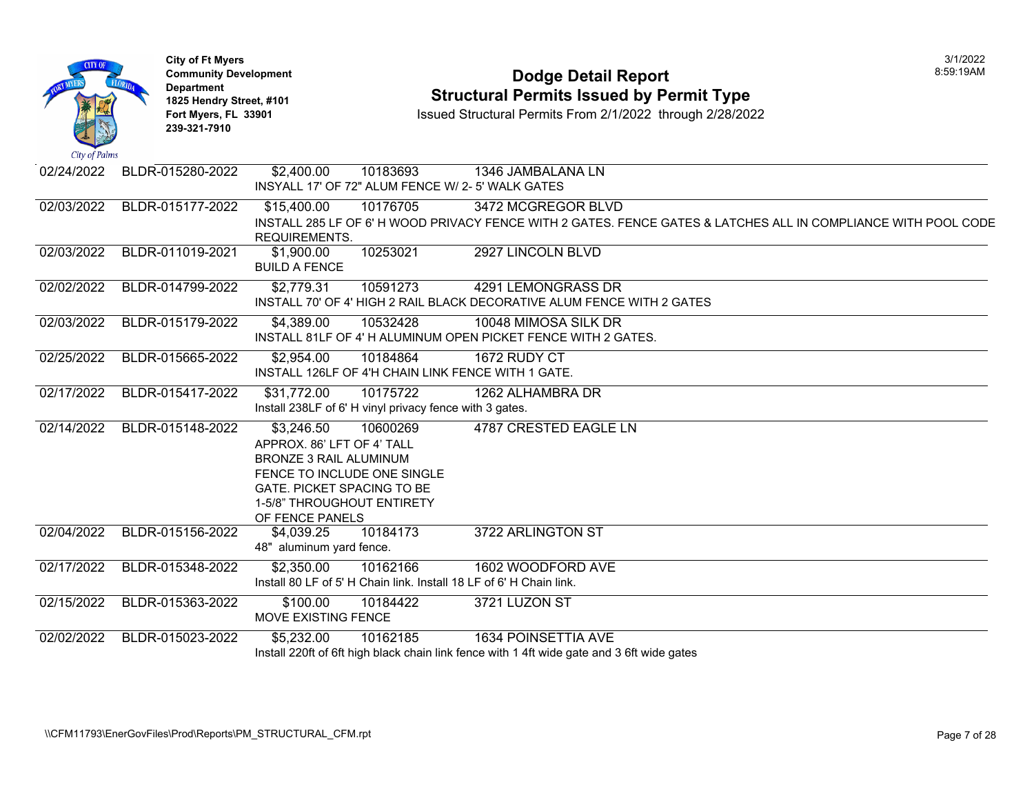City of Ft Myers
Community Development Department
1825 Hendry Street, #101
Fort Myers, FL 33901
239-321-7910

# Dodge Detail Report
## Structural Permits Issued by Permit Type

Issued Structural Permits From 2/1/2022 through 2/28/2022

3/1/2022
8:59:19AM

| Date | Permit No. | Value | Parcel | Address / Description |
|---|---|---|---|---|
| 02/24/2022 | BLDR-015280-2022 | $2,400.00 | 10183693 | 1346 JAMBALANA LN<br>INSYALL 17' OF 72" ALUM FENCE W/ 2- 5' WALK GATES |
| 02/03/2022 | BLDR-015177-2022 | $15,400.00 | 10176705 | 3472 MCGREGOR BLVD<br>INSTALL 285 LF OF 6' H WOOD PRIVACY FENCE WITH 2 GATES. FENCE GATES & LATCHES ALL IN COMPLIANCE WITH POOL CODE REQUIREMENTS. |
| 02/03/2022 | BLDR-011019-2021 | $1,900.00 | 10253021 | 2927 LINCOLN BLVD<br>BUILD A FENCE |
| 02/02/2022 | BLDR-014799-2022 | $2,779.31 | 10591273 | 4291 LEMONGRASS DR<br>INSTALL 70' OF 4' HIGH 2 RAIL BLACK DECORATIVE ALUM FENCE WITH 2 GATES |
| 02/03/2022 | BLDR-015179-2022 | $4,389.00 | 10532428 | 10048 MIMOSA SILK DR<br>INSTALL 81LF OF 4' H ALUMINUM OPEN PICKET FENCE WITH 2 GATES. |
| 02/25/2022 | BLDR-015665-2022 | $2,954.00 | 10184864 | 1672 RUDY CT<br>INSTALL 126LF OF 4'H CHAIN LINK FENCE WITH 1 GATE. |
| 02/17/2022 | BLDR-015417-2022 | $31,772.00 | 10175722 | 1262 ALHAMBRA DR<br>Install 238LF of 6' H vinyl privacy fence with 3 gates. |
| 02/14/2022 | BLDR-015148-2022 | $3,246.50 | 10600269 | 4787 CRESTED EAGLE LN<br>APPROX. 86' LFT OF 4' TALL BRONZE 3 RAIL ALUMINUM FENCE TO INCLUDE ONE SINGLE GATE. PICKET SPACING TO BE 1-5/8" THROUGHOUT ENTIRETY OF FENCE PANELS |
| 02/04/2022 | BLDR-015156-2022 | $4,039.25 | 10184173 | 3722 ARLINGTON ST<br>48" aluminum yard fence. |
| 02/17/2022 | BLDR-015348-2022 | $2,350.00 | 10162166 | 1602 WOODFORD AVE<br>Install 80 LF of 5' H Chain link. Install 18 LF of 6' H Chain link. |
| 02/15/2022 | BLDR-015363-2022 | $100.00 | 10184422 | 3721 LUZON ST<br>MOVE EXISTING FENCE |
| 02/02/2022 | BLDR-015023-2022 | $5,232.00 | 10162185 | 1634 POINSETTIA AVE<br>Install 220ft of 6ft high black chain link fence with 1 4ft wide gate and 3 6ft wide gates |

\\CFM11793\EnerGovFiles\Prod\Reports\PM_STRUCTURAL_CFM.rpt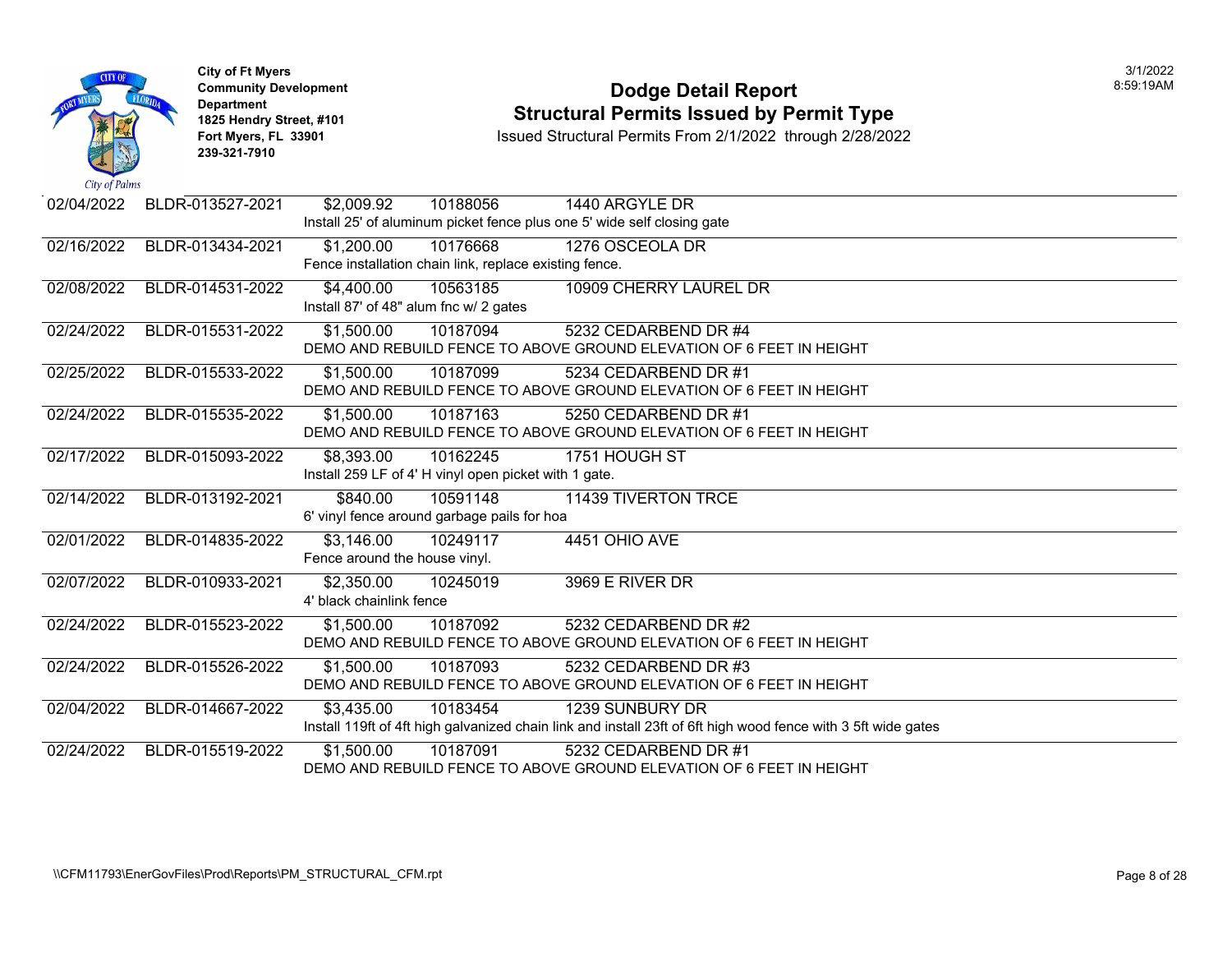**City of Ft Myers**
**Community Development Department**
**1825 Hendry Street, #101**
**Fort Myers, FL 33901**
**239-321-7910**

# Dodge Detail Report
## Structural Permits Issued by Permit Type

Issued Structural Permits From 2/1/2022 through 2/28/2022

3/1/2022
8:59:19AM

| Issued Date | Permit Number | Valuation | Parcel | Address / Description |
|---|---|---|---|---|
| 02/04/2022 | BLDR-013527-2021 | $2,009.92 | 10188056 | 1440 ARGYLE DR |
| | | | | Install 25' of aluminum picket fence plus one 5' wide self closing gate |
| 02/16/2022 | BLDR-013434-2021 | $1,200.00 | 10176668 | 1276 OSCEOLA DR |
| | | | | Fence installation chain link, replace existing fence. |
| 02/08/2022 | BLDR-014531-2022 | $4,400.00 | 10563185 | 10909 CHERRY LAUREL DR |
| | | | | Install 87' of 48" alum fnc w/ 2 gates |
| 02/24/2022 | BLDR-015531-2022 | $1,500.00 | 10187094 | 5232 CEDARBEND DR #4 |
| | | | | DEMO AND REBUILD FENCE TO ABOVE GROUND ELEVATION OF 6 FEET IN HEIGHT |
| 02/25/2022 | BLDR-015533-2022 | $1,500.00 | 10187099 | 5234 CEDARBEND DR #1 |
| | | | | DEMO AND REBUILD FENCE TO ABOVE GROUND ELEVATION OF 6 FEET IN HEIGHT |
| 02/24/2022 | BLDR-015535-2022 | $1,500.00 | 10187163 | 5250 CEDARBEND DR #1 |
| | | | | DEMO AND REBUILD FENCE TO ABOVE GROUND ELEVATION OF 6 FEET IN HEIGHT |
| 02/17/2022 | BLDR-015093-2022 | $8,393.00 | 10162245 | 1751 HOUGH ST |
| | | | | Install 259 LF of 4' H vinyl open picket with 1 gate. |
| 02/14/2022 | BLDR-013192-2021 | $840.00 | 10591148 | 11439 TIVERTON TRCE |
| | | | | 6' vinyl fence around garbage pails for hoa |
| 02/01/2022 | BLDR-014835-2022 | $3,146.00 | 10249117 | 4451 OHIO AVE |
| | | | | Fence around the house vinyl. |
| 02/07/2022 | BLDR-010933-2021 | $2,350.00 | 10245019 | 3969 E RIVER DR |
| | | | | 4' black chainlink fence |
| 02/24/2022 | BLDR-015523-2022 | $1,500.00 | 10187092 | 5232 CEDARBEND DR #2 |
| | | | | DEMO AND REBUILD FENCE TO ABOVE GROUND ELEVATION OF 6 FEET IN HEIGHT |
| 02/24/2022 | BLDR-015526-2022 | $1,500.00 | 10187093 | 5232 CEDARBEND DR #3 |
| | | | | DEMO AND REBUILD FENCE TO ABOVE GROUND ELEVATION OF 6 FEET IN HEIGHT |
| 02/04/2022 | BLDR-014667-2022 | $3,435.00 | 10183454 | 1239 SUNBURY DR |
| | | | | Install 119ft of 4ft high galvanized chain link and install 23ft of 6ft high wood fence with 3 5ft wide gates |
| 02/24/2022 | BLDR-015519-2022 | $1,500.00 | 10187091 | 5232 CEDARBEND DR #1 |
| | | | | DEMO AND REBUILD FENCE TO ABOVE GROUND ELEVATION OF 6 FEET IN HEIGHT |

\\CFM11793\EnerGovFiles\Prod\Reports\PM_STRUCTURAL_CFM.rpt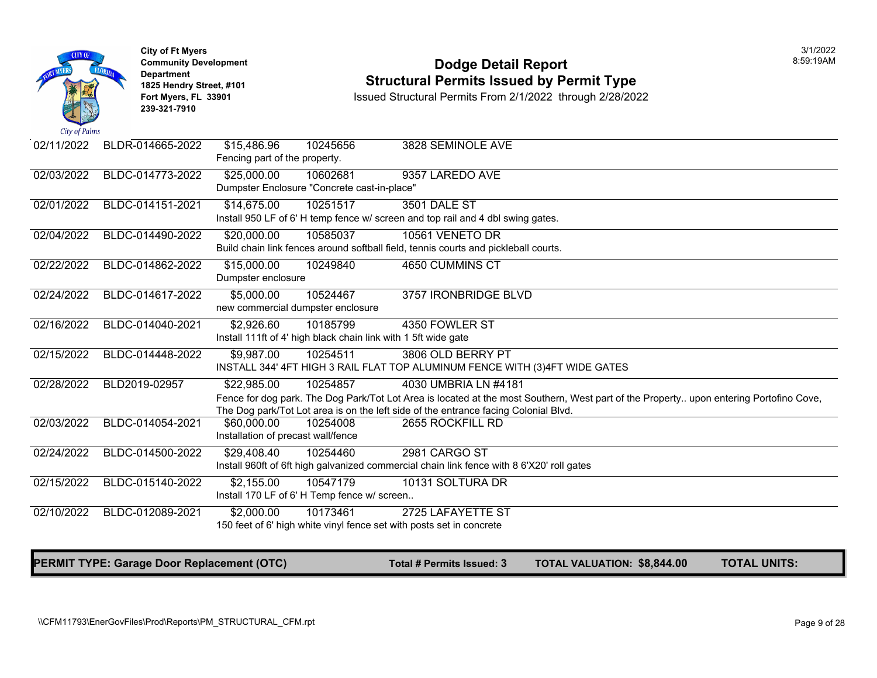City of Ft Myers
Community Development Department
1825 Hendry Street, #101
Fort Myers, FL 33901
239-321-7910

# Dodge Detail Report
## Structural Permits Issued by Permit Type

Issued Structural Permits From 2/1/2022 through 2/28/2022

3/1/2022
8:59:19AM

| Date | Permit # | Valuation | Parcel | Address |
|---|---|---|---|---|
| 02/11/2022 | BLDR-014665-2022 | $15,486.96 | 10245656 | 3828 SEMINOLE AVE |
| | | Fencing part of the property. | | |
| 02/03/2022 | BLDC-014773-2022 | $25,000.00 | 10602681 | 9357 LAREDO AVE |
| | | Dumpster Enclosure "Concrete cast-in-place" | | |
| 02/01/2022 | BLDC-014151-2021 | $14,675.00 | 10251517 | 3501 DALE ST |
| | | Install 950 LF of 6' H temp fence w/ screen and top rail and 4 dbl swing gates. | | |
| 02/04/2022 | BLDC-014490-2022 | $20,000.00 | 10585037 | 10561 VENETO DR |
| | | Build chain link fences around softball field, tennis courts and pickleball courts. | | |
| 02/22/2022 | BLDC-014862-2022 | $15,000.00 | 10249840 | 4650 CUMMINS CT |
| | | Dumpster enclosure | | |
| 02/24/2022 | BLDC-014617-2022 | $5,000.00 | 10524467 | 3757 IRONBRIDGE BLVD |
| | | new commercial dumpster enclosure | | |
| 02/16/2022 | BLDC-014040-2021 | $2,926.60 | 10185799 | 4350 FOWLER ST |
| | | Install 111ft of 4' high black chain link with 1 5ft wide gate | | |
| 02/15/2022 | BLDC-014448-2022 | $9,987.00 | 10254511 | 3806 OLD BERRY PT |
| | | INSTALL 344' 4FT HIGH 3 RAIL FLAT TOP ALUMINUM FENCE WITH (3)4FT WIDE GATES | | |
| 02/28/2022 | BLD2019-02957 | $22,985.00 | 10254857 | 4030 UMBRIA LN #4181 |
| | | Fence for dog park. The Dog Park/Tot Lot Area is located at the most Southern, West part of the Property.. upon entering Portofino Cove, The Dog park/Tot Lot area is on the left side of the entrance facing Colonial Blvd. | | |
| 02/03/2022 | BLDC-014054-2021 | $60,000.00 | 10254008 | 2655 ROCKFILL RD |
| | | Installation of precast wall/fence | | |
| 02/24/2022 | BLDC-014500-2022 | $29,408.40 | 10254460 | 2981 CARGO ST |
| | | Install 960ft of 6ft high galvanized commercial chain link fence with 8 6'X20' roll gates | | |
| 02/15/2022 | BLDC-015140-2022 | $2,155.00 | 10547179 | 10131 SOLTURA DR |
| | | Install 170 LF of 6' H Temp fence w/ screen.. | | |
| 02/10/2022 | BLDC-012089-2021 | $2,000.00 | 10173461 | 2725 LAFAYETTE ST |
| | | 150 feet of 6' high white vinyl fence set with posts set in concrete | | |

**PERMIT TYPE: Garage Door Replacement (OTC)** | **Total # Permits Issued: 3** | **TOTAL VALUATION: $8,844.00** | **TOTAL UNITS:**

\\CFM11793\EnerGovFiles\Prod\Reports\PM_STRUCTURAL_CFM.rpt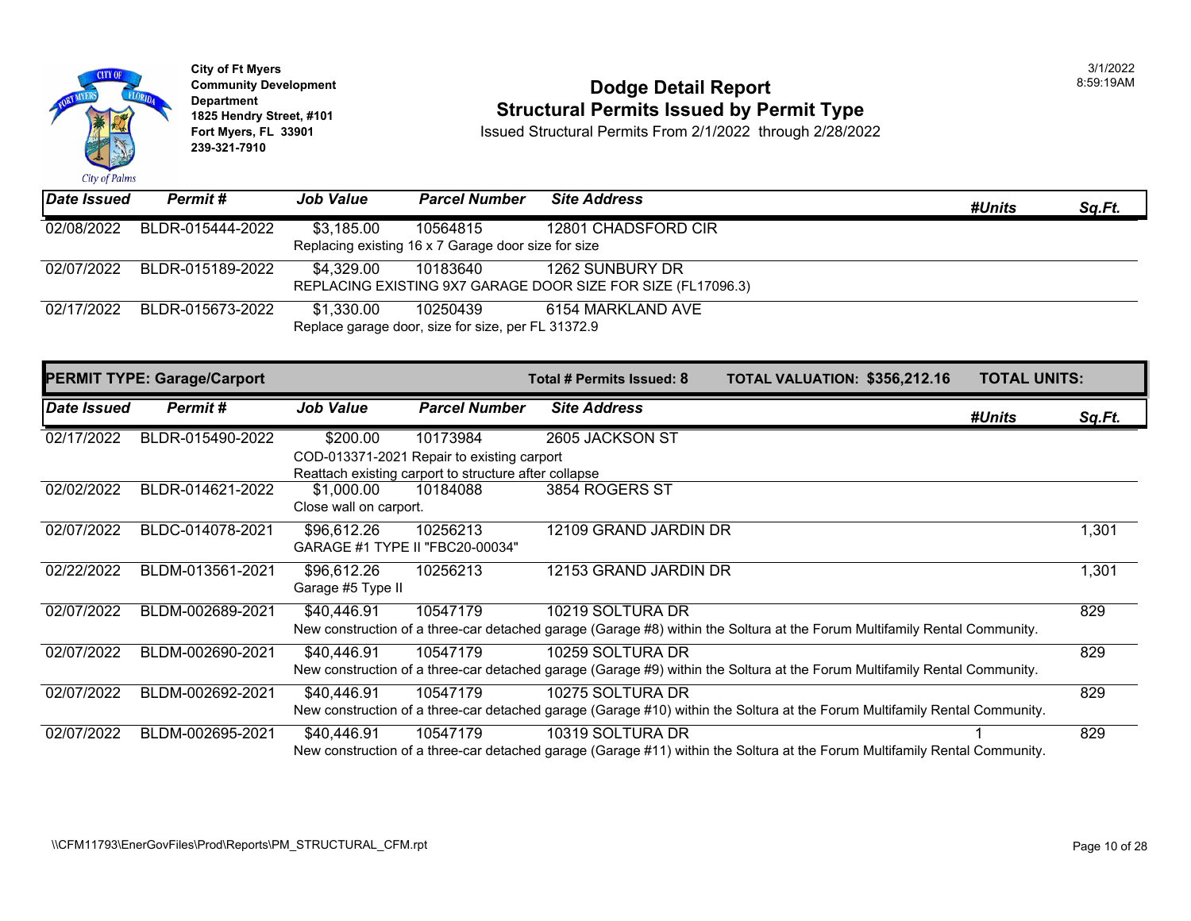**City of Ft Myers**
**Community Development Department**
**1825 Hendry Street, #101**
**Fort Myers, FL 33901**
**239-321-7910**

# Dodge Detail Report
## Structural Permits Issued by Permit Type

Issued Structural Permits From 2/1/2022 through 2/28/2022

3/1/2022
8:59:19AM

| Date Issued | Permit # | Job Value | Parcel Number | Site Address | #Units | Sq.Ft. |
|---|---|---|---|---|---|---|
| 02/08/2022 | BLDR-015444-2022 | $3,185.00 | 10564815 | 12801 CHADSFORD CIR | | |
| | | Replacing existing 16 x 7 Garage door size for size | | | | |
| 02/07/2022 | BLDR-015189-2022 | $4,329.00 | 10183640 | 1262 SUNBURY DR | | |
| | | REPLACING EXISTING 9X7 GARAGE DOOR SIZE FOR SIZE (FL17096.3) | | | | |
| 02/17/2022 | BLDR-015673-2022 | $1,330.00 | 10250439 | 6154 MARKLAND AVE | | |
| | | Replace garage door, size for size, per FL 31372.9 | | | | |

**PERMIT TYPE: Garage/Carport** | **Total # Permits Issued: 8** | **TOTAL VALUATION: $356,212.16** | **TOTAL UNITS:**

| Date Issued | Permit # | Job Value | Parcel Number | Site Address | #Units | Sq.Ft. |
|---|---|---|---|---|---|---|
| 02/17/2022 | BLDR-015490-2022 | $200.00 | 10173984 | 2605 JACKSON ST | | |
| | | COD-013371-2021 Repair to existing carport<br>Reattach existing carport to structure after collapse | | | | |
| 02/02/2022 | BLDR-014621-2022 | $1,000.00 | 10184088 | 3854 ROGERS ST | | |
| | | Close wall on carport. | | | | |
| 02/07/2022 | BLDC-014078-2021 | $96,612.26 | 10256213 | 12109 GRAND JARDIN DR | | 1,301 |
| | | GARAGE #1 TYPE II "FBC20-00034" | | | | |
| 02/22/2022 | BLDM-013561-2021 | $96,612.26 | 10256213 | 12153 GRAND JARDIN DR | | 1,301 |
| | | Garage #5 Type II | | | | |
| 02/07/2022 | BLDM-002689-2021 | $40,446.91 | 10547179 | 10219 SOLTURA DR | | 829 |
| | | New construction of a three-car detached garage (Garage #8) within the Soltura at the Forum Multifamily Rental Community. | | | | |
| 02/07/2022 | BLDM-002690-2021 | $40,446.91 | 10547179 | 10259 SOLTURA DR | | 829 |
| | | New construction of a three-car detached garage (Garage #9) within the Soltura at the Forum Multifamily Rental Community. | | | | |
| 02/07/2022 | BLDM-002692-2021 | $40,446.91 | 10547179 | 10275 SOLTURA DR | | 829 |
| | | New construction of a three-car detached garage (Garage #10) within the Soltura at the Forum Multifamily Rental Community. | | | | |
| 02/07/2022 | BLDM-002695-2021 | $40,446.91 | 10547179 | 10319 SOLTURA DR | 1 | 829 |
| | | New construction of a three-car detached garage (Garage #11) within the Soltura at the Forum Multifamily Rental Community. | | | | |

\\CFM11793\EnerGovFiles\Prod\Reports\PM_STRUCTURAL_CFM.rpt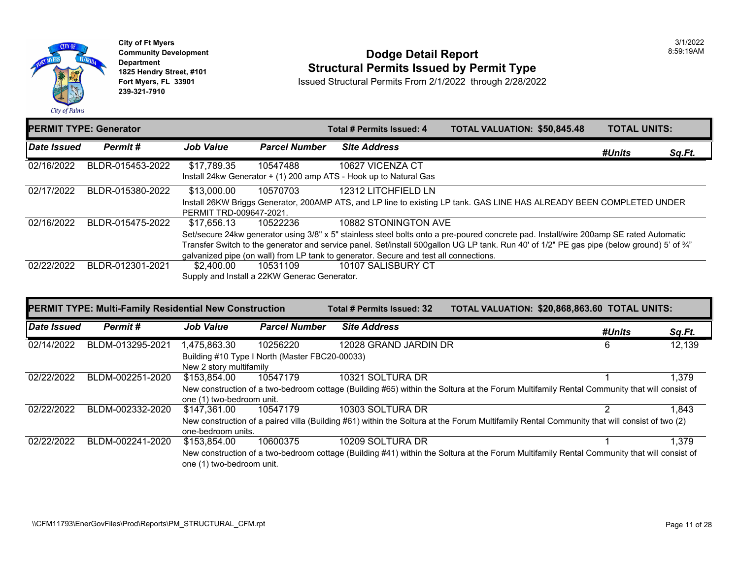City of Ft Myers
Community Development Department
1825 Hendry Street, #101
Fort Myers, FL 33901
239-321-7910

# Dodge Detail Report
## Structural Permits Issued by Permit Type

Issued Structural Permits From 2/1/2022 through 2/28/2022

3/1/2022
8:59:19AM

**PERMIT TYPE: Generator** | **Total # Permits Issued: 4** | **TOTAL VALUATION: $50,845.48** | **TOTAL UNITS:**

| Date Issued | Permit # | Job Value | Parcel Number | Site Address | #Units | Sq.Ft. |
|---|---|---|---|---|---|---|
| 02/16/2022 | BLDR-015453-2022 | $17,789.35 | 10547488 | 10627 VICENZA CT | | |
| | | Install 24kw Generator + (1) 200 amp ATS - Hook up to Natural Gas | | | | |
| 02/17/2022 | BLDR-015380-2022 | $13,000.00 | 10570703 | 12312 LITCHFIELD LN | | |
| | | Install 26KW Briggs Generator, 200AMP ATS, and LP line to existing LP tank. GAS LINE HAS ALREADY BEEN COMPLETED UNDER PERMIT TRD-009647-2021. | | | | |
| 02/16/2022 | BLDR-015475-2022 | $17,656.13 | 10522236 | 10882 STONINGTON AVE | | |
| | | Set/secure 24kw generator using 3/8" x 5" stainless steel bolts onto a pre-poured concrete pad. Install/wire 200amp SE rated Automatic Transfer Switch to the generator and service panel. Set/install 500gallon UG LP tank. Run 40' of 1/2" PE gas pipe (below ground) 5' of ¾" galvanized pipe (on wall) from LP tank to generator. Secure and test all connections. | | | | |
| 02/22/2022 | BLDR-012301-2021 | $2,400.00 | 10531109 | 10107 SALISBURY CT | | |
| | | Supply and Install a 22KW Generac Generator. | | | | |

**PERMIT TYPE: Multi-Family Residential New Construction** | **Total # Permits Issued: 32** | **TOTAL VALUATION: $20,868,863.60** | **TOTAL UNITS:**

| Date Issued | Permit # | Job Value | Parcel Number | Site Address | #Units | Sq.Ft. |
|---|---|---|---|---|---|---|
| 02/14/2022 | BLDM-013295-2021 | 1,475,863.30 | 10256220 | 12028 GRAND JARDIN DR | 6 | 12,139 |
| | | Building #10 Type I North (Master FBC20-00033) New 2 story multifamily | | | | |
| 02/22/2022 | BLDM-002251-2020 | $153,854.00 | 10547179 | 10321 SOLTURA DR | 1 | 1,379 |
| | | New construction of a two-bedroom cottage (Building #65) within the Soltura at the Forum Multifamily Rental Community that will consist of one (1) two-bedroom unit. | | | | |
| 02/22/2022 | BLDM-002332-2020 | $147,361.00 | 10547179 | 10303 SOLTURA DR | 2 | 1,843 |
| | | New construction of a paired villa (Building #61) within the Soltura at the Forum Multifamily Rental Community that will consist of two (2) one-bedroom units. | | | | |
| 02/22/2022 | BLDM-002241-2020 | $153,854.00 | 10600375 | 10209 SOLTURA DR | 1 | 1,379 |
| | | New construction of a two-bedroom cottage (Building #41) within the Soltura at the Forum Multifamily Rental Community that will consist of one (1) two-bedroom unit. | | | | |

\\CFM11793\EnerGovFiles\Prod\Reports\PM_STRUCTURAL_CFM.rpt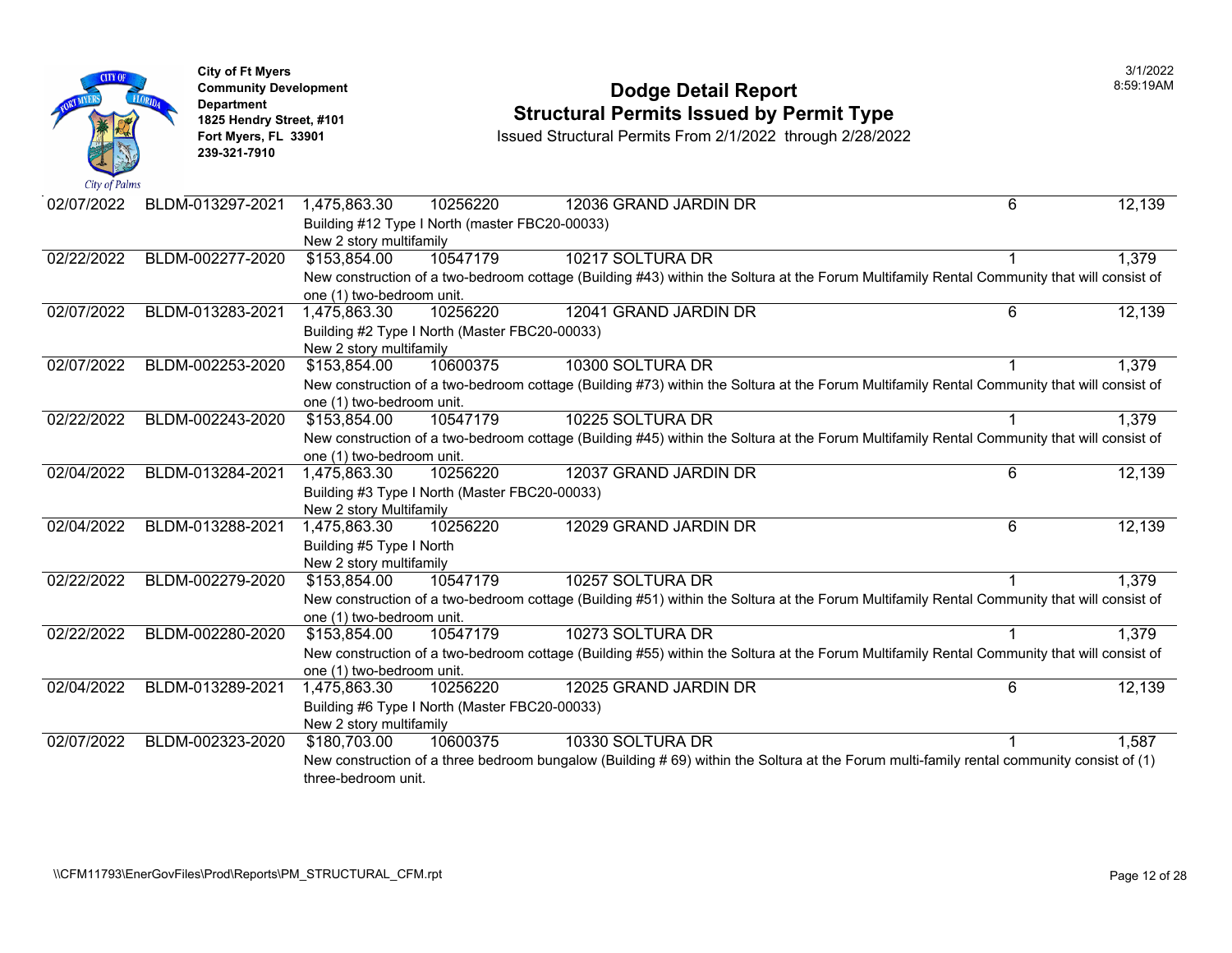City of Ft Myers
Community Development Department
1825 Hendry Street, #101
Fort Myers, FL 33901
239-321-7910

# Dodge Detail Report
## Structural Permits Issued by Permit Type

Issued Structural Permits From 2/1/2022 through 2/28/2022

3/1/2022
8:59:19AM

| Date | Permit # | Valuation | Parcel | Address | Units | Sq Ft |
|---|---|---|---|---|---|---|
| 02/07/2022 | BLDM-013297-2021 | 1,475,863.30 | 10256220 | 12036 GRAND JARDIN DR | 6 | 12,139 |
| | | Building #12 Type I North (master FBC20-00033) New 2 story multifamily | | | | |
| 02/22/2022 | BLDM-002277-2020 | $153,854.00 | 10547179 | 10217 SOLTURA DR | 1 | 1,379 |
| | | New construction of a two-bedroom cottage (Building #43) within the Soltura at the Forum Multifamily Rental Community that will consist of one (1) two-bedroom unit. | | | | |
| 02/07/2022 | BLDM-013283-2021 | 1,475,863.30 | 10256220 | 12041 GRAND JARDIN DR | 6 | 12,139 |
| | | Building #2 Type I North (Master FBC20-00033) New 2 story multifamily | | | | |
| 02/07/2022 | BLDM-002253-2020 | $153,854.00 | 10600375 | 10300 SOLTURA DR | 1 | 1,379 |
| | | New construction of a two-bedroom cottage (Building #73) within the Soltura at the Forum Multifamily Rental Community that will consist of one (1) two-bedroom unit. | | | | |
| 02/22/2022 | BLDM-002243-2020 | $153,854.00 | 10547179 | 10225 SOLTURA DR | 1 | 1,379 |
| | | New construction of a two-bedroom cottage (Building #45) within the Soltura at the Forum Multifamily Rental Community that will consist of one (1) two-bedroom unit. | | | | |
| 02/04/2022 | BLDM-013284-2021 | 1,475,863.30 | 10256220 | 12037 GRAND JARDIN DR | 6 | 12,139 |
| | | Building #3 Type I North (Master FBC20-00033) New 2 story Multifamily | | | | |
| 02/04/2022 | BLDM-013288-2021 | 1,475,863.30 | 10256220 | 12029 GRAND JARDIN DR | 6 | 12,139 |
| | | Building #5 Type I North New 2 story multifamily | | | | |
| 02/22/2022 | BLDM-002279-2020 | $153,854.00 | 10547179 | 10257 SOLTURA DR | 1 | 1,379 |
| | | New construction of a two-bedroom cottage (Building #51) within the Soltura at the Forum Multifamily Rental Community that will consist of one (1) two-bedroom unit. | | | | |
| 02/22/2022 | BLDM-002280-2020 | $153,854.00 | 10547179 | 10273 SOLTURA DR | 1 | 1,379 |
| | | New construction of a two-bedroom cottage (Building #55) within the Soltura at the Forum Multifamily Rental Community that will consist of one (1) two-bedroom unit. | | | | |
| 02/04/2022 | BLDM-013289-2021 | 1,475,863.30 | 10256220 | 12025 GRAND JARDIN DR | 6 | 12,139 |
| | | Building #6 Type I North (Master FBC20-00033) New 2 story multifamily | | | | |
| 02/07/2022 | BLDM-002323-2020 | $180,703.00 | 10600375 | 10330 SOLTURA DR | 1 | 1,587 |
| | | New construction of a three bedroom bungalow (Building # 69) within the Soltura at the Forum multi-family rental community consist of (1) three-bedroom unit. | | | | |

\\CFM11793\EnerGovFiles\Prod\Reports\PM_STRUCTURAL_CFM.rpt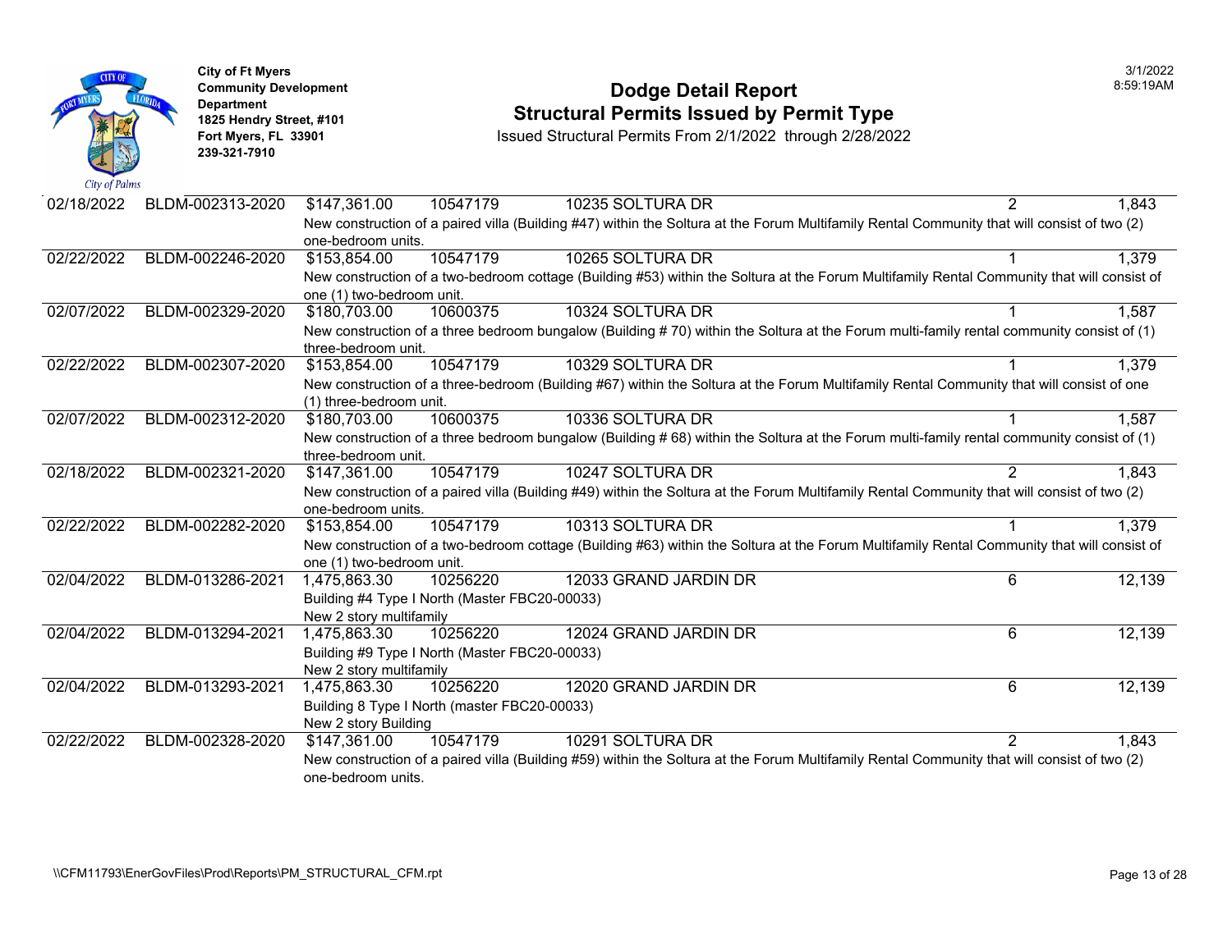City of Ft Myers
Community Development Department
1825 Hendry Street, #101
Fort Myers, FL 33901
239-321-7910

# Dodge Detail Report
## Structural Permits Issued by Permit Type

Issued Structural Permits From 2/1/2022 through 2/28/2022

3/1/2022
8:59:19AM

| Date | Permit # | Value | Parcel | Address | Units | Sq Ft |
|---|---|---|---|---|---|---|
| 02/18/2022 | BLDM-002313-2020 | $147,361.00 | 10547179 | 10235 SOLTURA DR | 2 | 1,843 |
| | New construction of a paired villa (Building #47) within the Soltura at the Forum Multifamily Rental Community that will consist of two (2) one-bedroom units. | | | | | |
| 02/22/2022 | BLDM-002246-2020 | $153,854.00 | 10547179 | 10265 SOLTURA DR | 1 | 1,379 |
| | New construction of a two-bedroom cottage (Building #53) within the Soltura at the Forum Multifamily Rental Community that will consist of one (1) two-bedroom unit. | | | | | |
| 02/07/2022 | BLDM-002329-2020 | $180,703.00 | 10600375 | 10324 SOLTURA DR | 1 | 1,587 |
| | New construction of a three bedroom bungalow (Building # 70) within the Soltura at the Forum multi-family rental community consist of (1) three-bedroom unit. | | | | | |
| 02/22/2022 | BLDM-002307-2020 | $153,854.00 | 10547179 | 10329 SOLTURA DR | 1 | 1,379 |
| | New construction of a three-bedroom (Building #67) within the Soltura at the Forum Multifamily Rental Community that will consist of one (1) three-bedroom unit. | | | | | |
| 02/07/2022 | BLDM-002312-2020 | $180,703.00 | 10600375 | 10336 SOLTURA DR | 1 | 1,587 |
| | New construction of a three bedroom bungalow (Building # 68) within the Soltura at the Forum multi-family rental community consist of (1) three-bedroom unit. | | | | | |
| 02/18/2022 | BLDM-002321-2020 | $147,361.00 | 10547179 | 10247 SOLTURA DR | 2 | 1,843 |
| | New construction of a paired villa (Building #49) within the Soltura at the Forum Multifamily Rental Community that will consist of two (2) one-bedroom units. | | | | | |
| 02/22/2022 | BLDM-002282-2020 | $153,854.00 | 10547179 | 10313 SOLTURA DR | 1 | 1,379 |
| | New construction of a two-bedroom cottage (Building #63) within the Soltura at the Forum Multifamily Rental Community that will consist of one (1) two-bedroom unit. | | | | | |
| 02/04/2022 | BLDM-013286-2021 | 1,475,863.30 | 10256220 | 12033 GRAND JARDIN DR | 6 | 12,139 |
| | Building #4 Type I North (Master FBC20-00033) New 2 story multifamily | | | | | |
| 02/04/2022 | BLDM-013294-2021 | 1,475,863.30 | 10256220 | 12024 GRAND JARDIN DR | 6 | 12,139 |
| | Building #9 Type I North (Master FBC20-00033) New 2 story multifamily | | | | | |
| 02/04/2022 | BLDM-013293-2021 | 1,475,863.30 | 10256220 | 12020 GRAND JARDIN DR | 6 | 12,139 |
| | Building 8 Type I North (master FBC20-00033) New 2 story Building | | | | | |
| 02/22/2022 | BLDM-002328-2020 | $147,361.00 | 10547179 | 10291 SOLTURA DR | 2 | 1,843 |
| | New construction of a paired villa (Building #59) within the Soltura at the Forum Multifamily Rental Community that will consist of two (2) one-bedroom units. | | | | | |

\\CFM11793\EnerGovFiles\Prod\Reports\PM_STRUCTURAL_CFM.rpt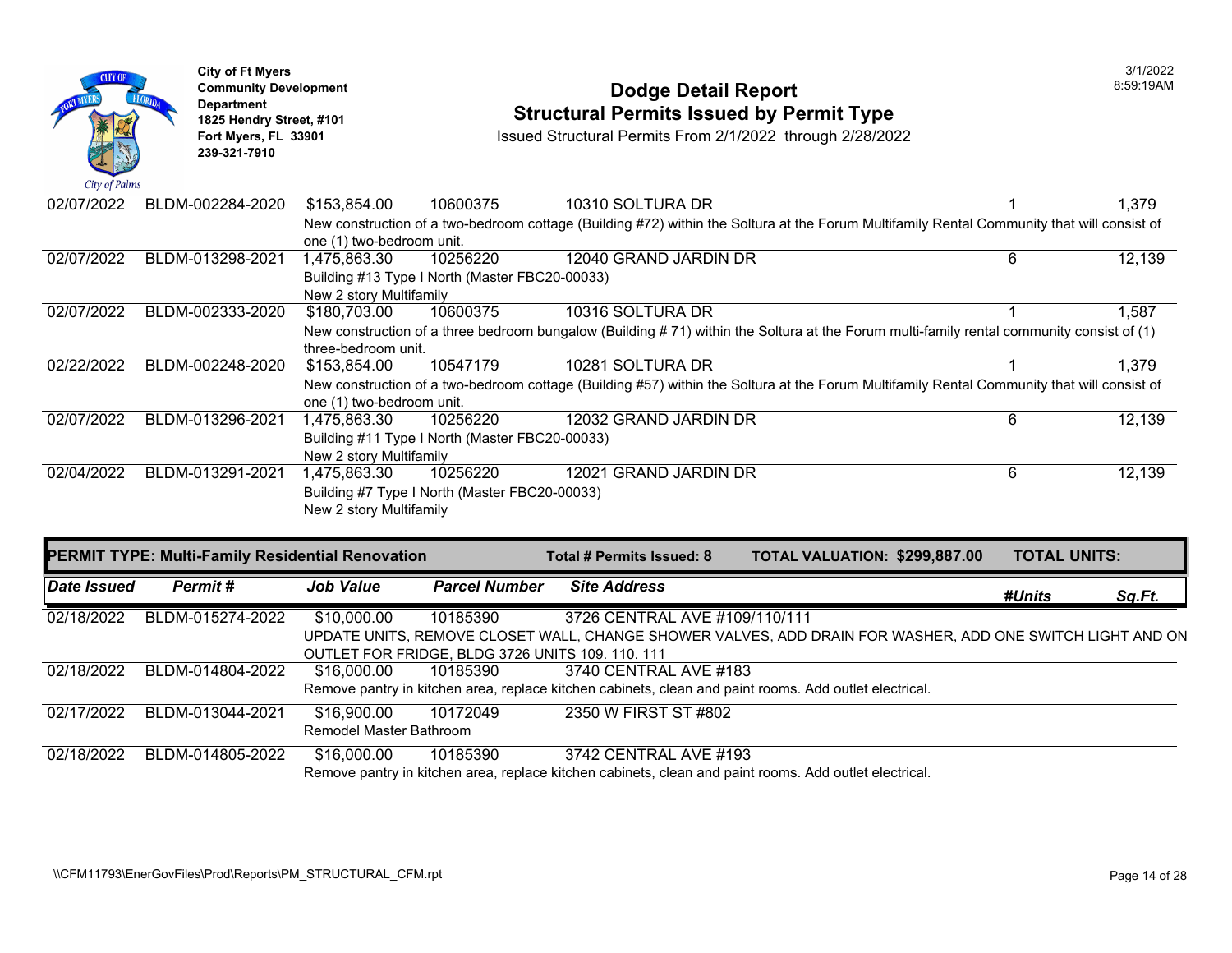City of Ft Myers
Community Development Department
1825 Hendry Street, #101
Fort Myers, FL 33901
239-321-7910

# Dodge Detail Report
## Structural Permits Issued by Permit Type
Issued Structural Permits From 2/1/2022 through 2/28/2022

3/1/2022
8:59:19AM

| Date Issued | Permit # | Job Value | Parcel Number | Site Address | #Units | Sq.Ft. |
|---|---|---|---|---|---|---|
| 02/07/2022 | BLDM-002284-2020 | $153,854.00 | 10600375 | 10310 SOLTURA DR | 1 | 1,379 |
| | | New construction of a two-bedroom cottage (Building #72) within the Soltura at the Forum Multifamily Rental Community that will consist of one (1) two-bedroom unit. | | | | |
| 02/07/2022 | BLDM-013298-2021 | 1,475,863.30 | 10256220 | 12040 GRAND JARDIN DR | 6 | 12,139 |
| | | Building #13 Type I North (Master FBC20-00033) New 2 story Multifamily | | | | |
| 02/07/2022 | BLDM-002333-2020 | $180,703.00 | 10600375 | 10316 SOLTURA DR | 1 | 1,587 |
| | | New construction of a three bedroom bungalow (Building # 71) within the Soltura at the Forum multi-family rental community consist of (1) three-bedroom unit. | | | | |
| 02/22/2022 | BLDM-002248-2020 | $153,854.00 | 10547179 | 10281 SOLTURA DR | 1 | 1,379 |
| | | New construction of a two-bedroom cottage (Building #57) within the Soltura at the Forum Multifamily Rental Community that will consist of one (1) two-bedroom unit. | | | | |
| 02/07/2022 | BLDM-013296-2021 | 1,475,863.30 | 10256220 | 12032 GRAND JARDIN DR | 6 | 12,139 |
| | | Building #11 Type I North (Master FBC20-00033) New 2 story Multifamily | | | | |
| 02/04/2022 | BLDM-013291-2021 | 1,475,863.30 | 10256220 | 12021 GRAND JARDIN DR | 6 | 12,139 |
| | | Building #7 Type I North (Master FBC20-00033) New 2 story Multifamily | | | | |

**PERMIT TYPE: Multi-Family Residential Renovation** | **Total # Permits Issued: 8** | **TOTAL VALUATION: $299,887.00** | **TOTAL UNITS:**

| Date Issued | Permit # | Job Value | Parcel Number | Site Address | #Units | Sq.Ft. |
|---|---|---|---|---|---|---|
| 02/18/2022 | BLDM-015274-2022 | $10,000.00 | 10185390 | 3726 CENTRAL AVE #109/110/111 | | |
| | | UPDATE UNITS, REMOVE CLOSET WALL, CHANGE SHOWER VALVES, ADD DRAIN FOR WASHER, ADD ONE SWITCH LIGHT AND ON OUTLET FOR FRIDGE, BLDG 3726 UNITS 109. 110. 111 | | | | |
| 02/18/2022 | BLDM-014804-2022 | $16,000.00 | 10185390 | 3740 CENTRAL AVE #183 | | |
| | | Remove pantry in kitchen area, replace kitchen cabinets, clean and paint rooms. Add outlet electrical. | | | | |
| 02/17/2022 | BLDM-013044-2021 | $16,900.00 | 10172049 | 2350 W FIRST ST #802 | | |
| | | Remodel Master Bathroom | | | | |
| 02/18/2022 | BLDM-014805-2022 | $16,000.00 | 10185390 | 3742 CENTRAL AVE #193 | | |
| | | Remove pantry in kitchen area, replace kitchen cabinets, clean and paint rooms. Add outlet electrical. | | | | |

\\CFM11793\EnerGovFiles\Prod\Reports\PM_STRUCTURAL_CFM.rpt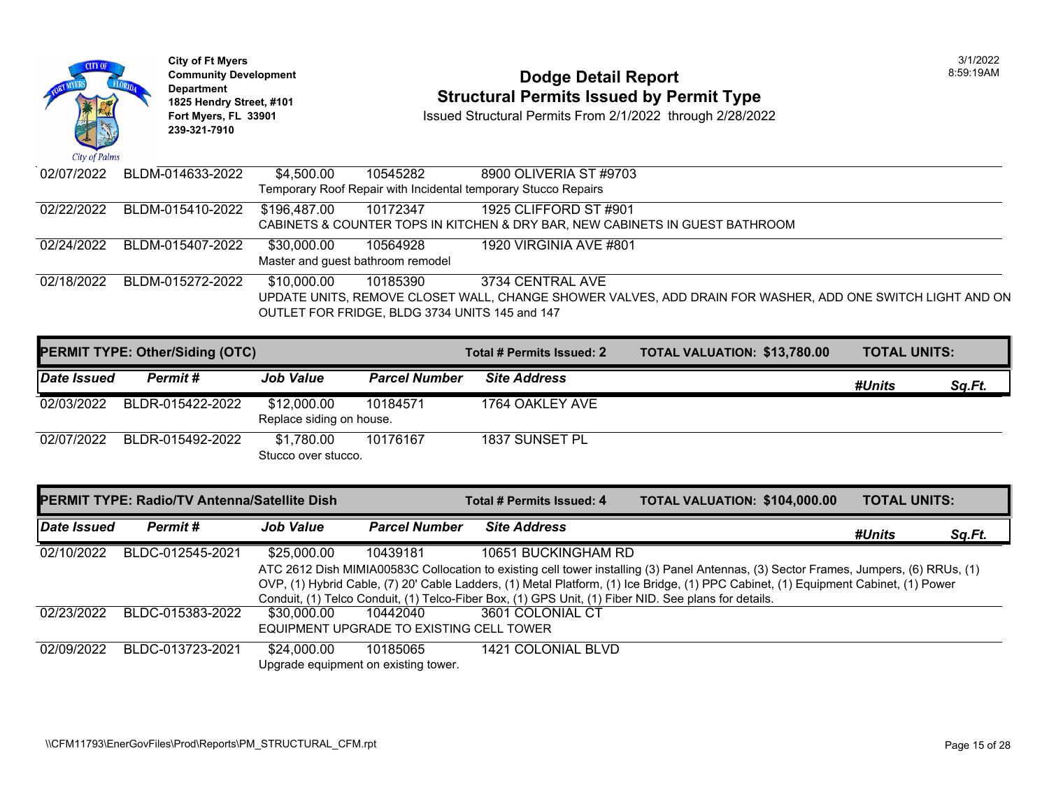City of Ft Myers
Community Development Department
1825 Hendry Street, #101
Fort Myers, FL 33901
239-321-7910

# Dodge Detail Report
## Structural Permits Issued by Permit Type

Issued Structural Permits From 2/1/2022 through 2/28/2022

3/1/2022
8:59:19AM

| Date Issued | Permit # | Job Value | Parcel Number | Site Address | #Units | Sq.Ft. |
|---|---|---|---|---|---|---|
| 02/07/2022 | BLDM-014633-2022 | $4,500.00 | 10545282 | 8900 OLIVERIA ST #9703 | | |
| | | Temporary Roof Repair with Incidental temporary Stucco Repairs | | | | |
| 02/22/2022 | BLDM-015410-2022 | $196,487.00 | 10172347 | 1925 CLIFFORD ST #901 | | |
| | | CABINETS & COUNTER TOPS IN KITCHEN & DRY BAR, NEW CABINETS IN GUEST BATHROOM | | | | |
| 02/24/2022 | BLDM-015407-2022 | $30,000.00 | 10564928 | 1920 VIRGINIA AVE #801 | | |
| | | Master and guest bathroom remodel | | | | |
| 02/18/2022 | BLDM-015272-2022 | $10,000.00 | 10185390 | 3734 CENTRAL AVE | | |
| | | UPDATE UNITS, REMOVE CLOSET WALL, CHANGE SHOWER VALVES, ADD DRAIN FOR WASHER, ADD ONE SWITCH LIGHT AND ON OUTLET FOR FRIDGE, BLDG 3734 UNITS 145 and 147 | | | | |

**PERMIT TYPE: Other/Siding (OTC)** — Total # Permits Issued: 2 — TOTAL VALUATION: $13,780.00 — TOTAL UNITS:

| Date Issued | Permit # | Job Value | Parcel Number | Site Address | #Units | Sq.Ft. |
|---|---|---|---|---|---|---|
| 02/03/2022 | BLDR-015422-2022 | $12,000.00 | 10184571 | 1764 OAKLEY AVE | | |
| | | Replace siding on house. | | | | |
| 02/07/2022 | BLDR-015492-2022 | $1,780.00 | 10176167 | 1837 SUNSET PL | | |
| | | Stucco over stucco. | | | | |

**PERMIT TYPE: Radio/TV Antenna/Satellite Dish** — Total # Permits Issued: 4 — TOTAL VALUATION: $104,000.00 — TOTAL UNITS:

| Date Issued | Permit # | Job Value | Parcel Number | Site Address | #Units | Sq.Ft. |
|---|---|---|---|---|---|---|
| 02/10/2022 | BLDC-012545-2021 | $25,000.00 | 10439181 | 10651 BUCKINGHAM RD | | |
| | | ATC 2612 Dish MIMIA00583C Collocation to existing cell tower installing (3) Panel Antennas, (3) Sector Frames, Jumpers, (6) RRUs, (1) OVP, (1) Hybrid Cable, (7) 20' Cable Ladders, (1) Metal Platform, (1) Ice Bridge, (1) PPC Cabinet, (1) Equipment Cabinet, (1) Power Conduit, (1) Telco Conduit, (1) Telco-Fiber Box, (1) GPS Unit, (1) Fiber NID. See plans for details. | | | | |
| 02/23/2022 | BLDC-015383-2022 | $30,000.00 | 10442040 | 3601 COLONIAL CT | | |
| | | EQUIPMENT UPGRADE TO EXISTING CELL TOWER | | | | |
| 02/09/2022 | BLDC-013723-2021 | $24,000.00 | 10185065 | 1421 COLONIAL BLVD | | |
| | | Upgrade equipment on existing tower. | | | | |

\\CFM11793\EnerGovFiles\Prod\Reports\PM_STRUCTURAL_CFM.rpt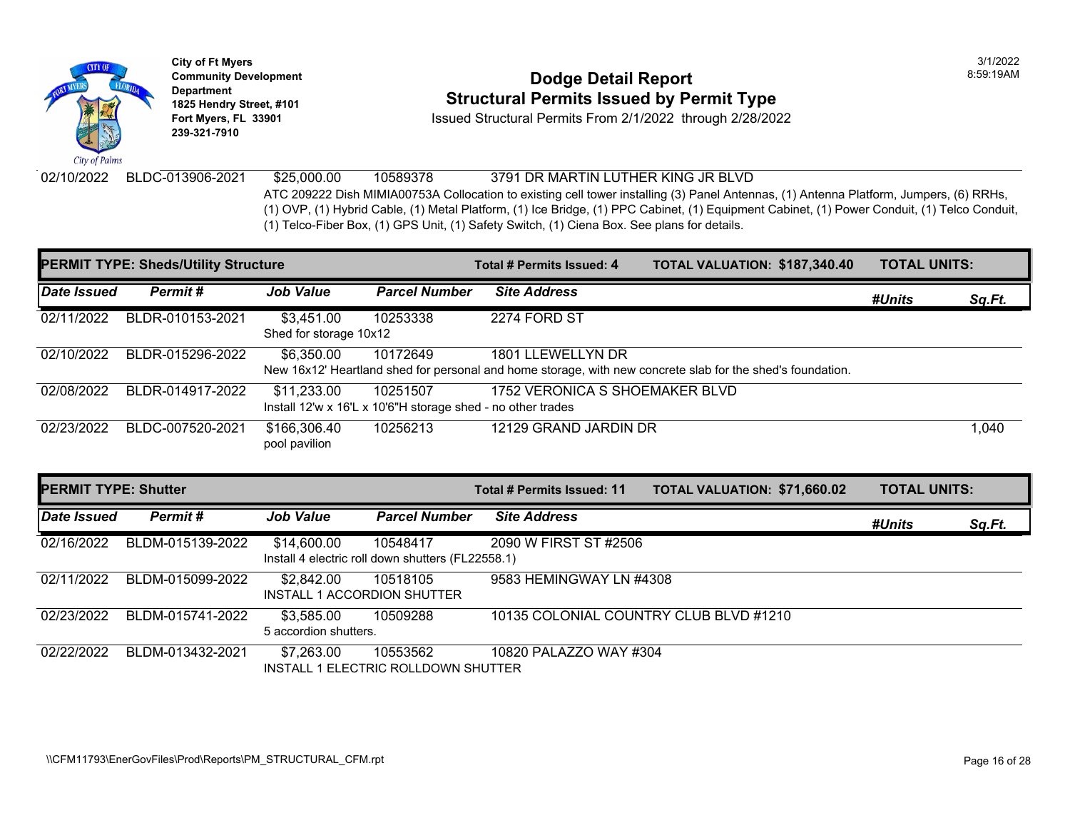City of Ft Myers
Community Development Department
1825 Hendry Street, #101
Fort Myers, FL 33901
239-321-7910

# Dodge Detail Report
## Structural Permits Issued by Permit Type

Issued Structural Permits From 2/1/2022 through 2/28/2022

3/1/2022
8:59:19AM

| Date Issued | Permit # | Job Value | Parcel Number | Site Address | #Units | Sq.Ft. |
|---|---|---|---|---|---|---|
| 02/10/2022 | BLDC-013906-2021 | $25,000.00 | 10589378 | 3791 DR MARTIN LUTHER KING JR BLVD | | |
| | | ATC 209222 Dish MIMIA00753A Collocation to existing cell tower installing (3) Panel Antennas, (1) Antenna Platform, Jumpers, (6) RRHs, (1) OVP, (1) Hybrid Cable, (1) Metal Platform, (1) Ice Bridge, (1) PPC Cabinet, (1) Equipment Cabinet, (1) Power Conduit, (1) Telco Conduit, (1) Telco-Fiber Box, (1) GPS Unit, (1) Safety Switch, (1) Ciena Box. See plans for details. | | | | |

**PERMIT TYPE: Sheds/Utility Structure** — Total # Permits Issued: 4 — TOTAL VALUATION: $187,340.40 — TOTAL UNITS:

| Date Issued | Permit # | Job Value | Parcel Number | Site Address | #Units | Sq.Ft. |
|---|---|---|---|---|---|---|
| 02/11/2022 | BLDR-010153-2021 | $3,451.00 | 10253338 | 2274 FORD ST | | |
| | | Shed for storage 10x12 | | | | |
| 02/10/2022 | BLDR-015296-2022 | $6,350.00 | 10172649 | 1801 LLEWELLYN DR | | |
| | | New 16x12' Heartland shed for personal and home storage, with new concrete slab for the shed's foundation. | | | | |
| 02/08/2022 | BLDR-014917-2022 | $11,233.00 | 10251507 | 1752 VERONICA S SHOEMAKER BLVD | | |
| | | Install 12'w x 16'L x 10'6"H storage shed - no other trades | | | | |
| 02/23/2022 | BLDC-007520-2021 | $166,306.40 | 10256213 | 12129 GRAND JARDIN DR | | 1,040 |
| | | pool pavilion | | | | |

**PERMIT TYPE: Shutter** — Total # Permits Issued: 11 — TOTAL VALUATION: $71,660.02 — TOTAL UNITS:

| Date Issued | Permit # | Job Value | Parcel Number | Site Address | #Units | Sq.Ft. |
|---|---|---|---|---|---|---|
| 02/16/2022 | BLDM-015139-2022 | $14,600.00 | 10548417 | 2090 W FIRST ST #2506 | | |
| | | Install 4 electric roll down shutters (FL22558.1) | | | | |
| 02/11/2022 | BLDM-015099-2022 | $2,842.00 | 10518105 | 9583 HEMINGWAY LN #4308 | | |
| | | INSTALL 1 ACCORDION SHUTTER | | | | |
| 02/23/2022 | BLDM-015741-2022 | $3,585.00 | 10509288 | 10135 COLONIAL COUNTRY CLUB BLVD #1210 | | |
| | | 5 accordion shutters. | | | | |
| 02/22/2022 | BLDM-013432-2021 | $7,263.00 | 10553562 | 10820 PALAZZO WAY #304 | | |
| | | INSTALL 1 ELECTRIC ROLLDOWN SHUTTER | | | | |

\\CFM11793\EnerGovFiles\Prod\Reports\PM_STRUCTURAL_CFM.rpt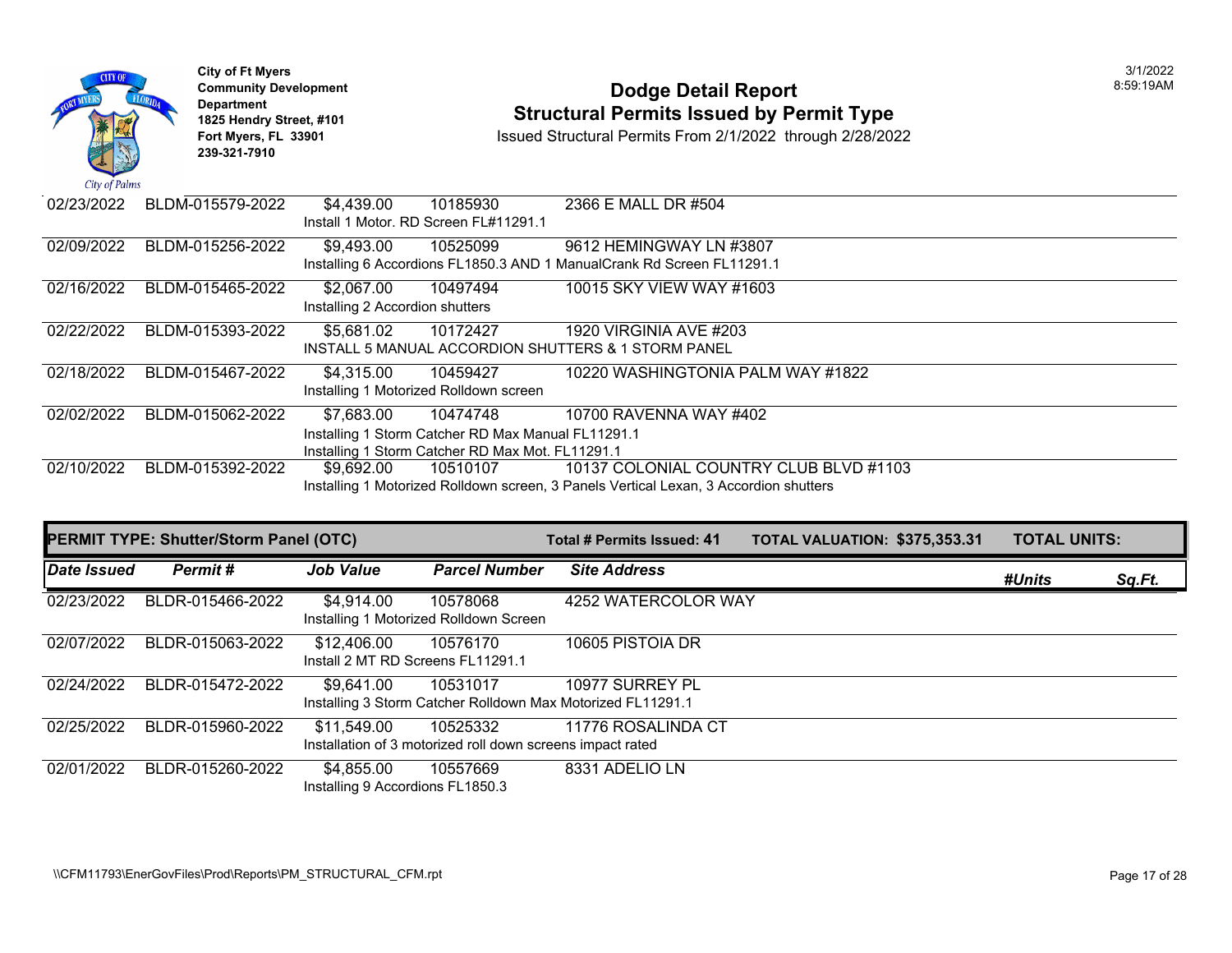**City of Ft Myers**
**Community Development Department**
**1825 Hendry Street, #101**
**Fort Myers, FL 33901**
**239-321-7910**

# Dodge Detail Report
## Structural Permits Issued by Permit Type

Issued Structural Permits From 2/1/2022 through 2/28/2022

3/1/2022
8:59:19AM

| Date Issued | Permit # | Job Value | Parcel Number | Site Address | #Units | Sq.Ft. |
|---|---|---|---|---|---|---|
| 02/23/2022 | BLDM-015579-2022 | $4,439.00 | 10185930 | 2366 E MALL DR #504 | | |
| | | Install 1 Motor. RD Screen FL#11291.1 | | | | |
| 02/09/2022 | BLDM-015256-2022 | $9,493.00 | 10525099 | 9612 HEMINGWAY LN #3807 | | |
| | | Installing 6 Accordions FL1850.3 AND 1 ManualCrank Rd Screen FL11291.1 | | | | |
| 02/16/2022 | BLDM-015465-2022 | $2,067.00 | 10497494 | 10015 SKY VIEW WAY #1603 | | |
| | | Installing 2 Accordion shutters | | | | |
| 02/22/2022 | BLDM-015393-2022 | $5,681.02 | 10172427 | 1920 VIRGINIA AVE #203 | | |
| | | INSTALL 5 MANUAL ACCORDION SHUTTERS & 1 STORM PANEL | | | | |
| 02/18/2022 | BLDM-015467-2022 | $4,315.00 | 10459427 | 10220 WASHINGTONIA PALM WAY #1822 | | |
| | | Installing 1 Motorized Rolldown screen | | | | |
| 02/02/2022 | BLDM-015062-2022 | $7,683.00 | 10474748 | 10700 RAVENNA WAY #402 | | |
| | | Installing 1 Storm Catcher RD Max Manual FL11291.1<br>Installing 1 Storm Catcher RD Max Mot. FL11291.1 | | | | |
| 02/10/2022 | BLDM-015392-2022 | $9,692.00 | 10510107 | 10137 COLONIAL COUNTRY CLUB BLVD #1103 | | |
| | | Installing 1 Motorized Rolldown screen, 3 Panels Vertical Lexan, 3 Accordion shutters | | | | |

**PERMIT TYPE: Shutter/Storm Panel (OTC)** — **Total # Permits Issued: 41** — **TOTAL VALUATION: $375,353.31** — **TOTAL UNITS:**

| Date Issued | Permit # | Job Value | Parcel Number | Site Address | #Units | Sq.Ft. |
|---|---|---|---|---|---|---|
| 02/23/2022 | BLDR-015466-2022 | $4,914.00 | 10578068 | 4252 WATERCOLOR WAY | | |
| | | Installing 1 Motorized Rolldown Screen | | | | |
| 02/07/2022 | BLDR-015063-2022 | $12,406.00 | 10576170 | 10605 PISTOIA DR | | |
| | | Install 2 MT RD Screens FL11291.1 | | | | |
| 02/24/2022 | BLDR-015472-2022 | $9,641.00 | 10531017 | 10977 SURREY PL | | |
| | | Installing 3 Storm Catcher Rolldown Max Motorized FL11291.1 | | | | |
| 02/25/2022 | BLDR-015960-2022 | $11,549.00 | 10525332 | 11776 ROSALINDA CT | | |
| | | Installation of 3 motorized roll down screens impact rated | | | | |
| 02/01/2022 | BLDR-015260-2022 | $4,855.00 | 10557669 | 8331 ADELIO LN | | |
| | | Installing 9 Accordions FL1850.3 | | | | |

\\CFM11793\EnerGovFiles\Prod\Reports\PM_STRUCTURAL_CFM.rpt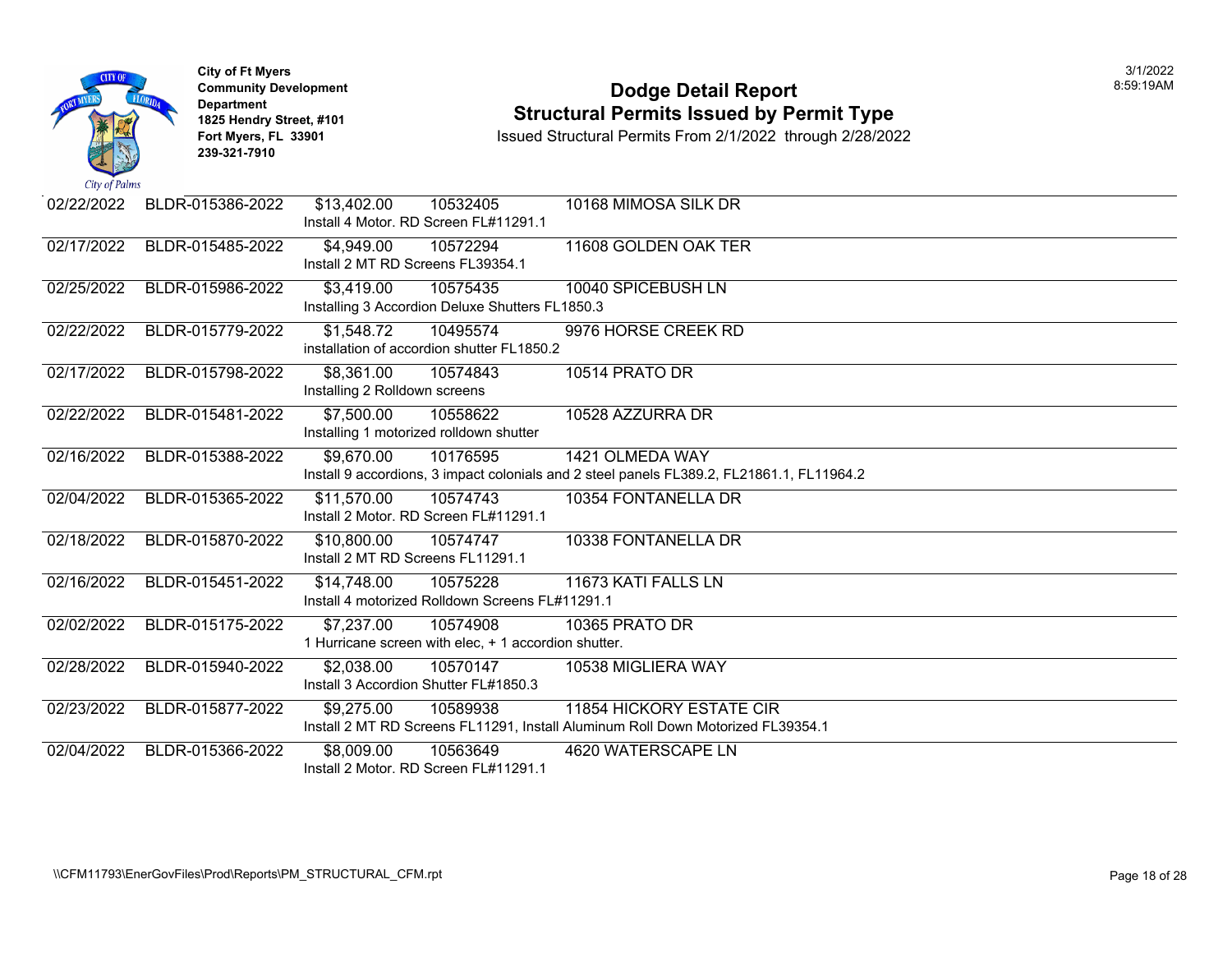City of Ft Myers
Community Development Department
1825 Hendry Street, #101
Fort Myers, FL 33901
239-321-7910

# Dodge Detail Report
## Structural Permits Issued by Permit Type

Issued Structural Permits From 2/1/2022 through 2/28/2022

3/1/2022
8:59:19AM

| Date | Permit Number | Valuation | Parcel | Address / Description |
|---|---|---|---|---|
| 02/22/2022 | BLDR-015386-2022 | $13,402.00 | 10532405 | 10168 MIMOSA SILK DR |
| | | Install 4 Motor. RD Screen FL#11291.1 | | |
| 02/17/2022 | BLDR-015485-2022 | $4,949.00 | 10572294 | 11608 GOLDEN OAK TER |
| | | Install 2 MT RD Screens FL39354.1 | | |
| 02/25/2022 | BLDR-015986-2022 | $3,419.00 | 10575435 | 10040 SPICEBUSH LN |
| | | Installing 3 Accordion Deluxe Shutters FL1850.3 | | |
| 02/22/2022 | BLDR-015779-2022 | $1,548.72 | 10495574 | 9976 HORSE CREEK RD |
| | | installation of accordion shutter FL1850.2 | | |
| 02/17/2022 | BLDR-015798-2022 | $8,361.00 | 10574843 | 10514 PRATO DR |
| | | Installing 2 Rolldown screens | | |
| 02/22/2022 | BLDR-015481-2022 | $7,500.00 | 10558622 | 10528 AZZURRA DR |
| | | Installing 1 motorized rolldown shutter | | |
| 02/16/2022 | BLDR-015388-2022 | $9,670.00 | 10176595 | 1421 OLMEDA WAY |
| | | Install 9 accordions, 3 impact colonials and 2 steel panels FL389.2, FL21861.1, FL11964.2 | | |
| 02/04/2022 | BLDR-015365-2022 | $11,570.00 | 10574743 | 10354 FONTANELLA DR |
| | | Install 2 Motor. RD Screen FL#11291.1 | | |
| 02/18/2022 | BLDR-015870-2022 | $10,800.00 | 10574747 | 10338 FONTANELLA DR |
| | | Install 2 MT RD Screens FL11291.1 | | |
| 02/16/2022 | BLDR-015451-2022 | $14,748.00 | 10575228 | 11673 KATI FALLS LN |
| | | Install 4 motorized Rolldown Screens FL#11291.1 | | |
| 02/02/2022 | BLDR-015175-2022 | $7,237.00 | 10574908 | 10365 PRATO DR |
| | | 1 Hurricane screen with elec, + 1 accordion shutter. | | |
| 02/28/2022 | BLDR-015940-2022 | $2,038.00 | 10570147 | 10538 MIGLIERA WAY |
| | | Install 3 Accordion Shutter FL#1850.3 | | |
| 02/23/2022 | BLDR-015877-2022 | $9,275.00 | 10589938 | 11854 HICKORY ESTATE CIR |
| | | Install 2 MT RD Screens FL11291, Install Aluminum Roll Down Motorized FL39354.1 | | |
| 02/04/2022 | BLDR-015366-2022 | $8,009.00 | 10563649 | 4620 WATERSCAPE LN |
| | | Install 2 Motor. RD Screen FL#11291.1 | | |

\\CFM11793\EnerGovFiles\Prod\Reports\PM_STRUCTURAL_CFM.rpt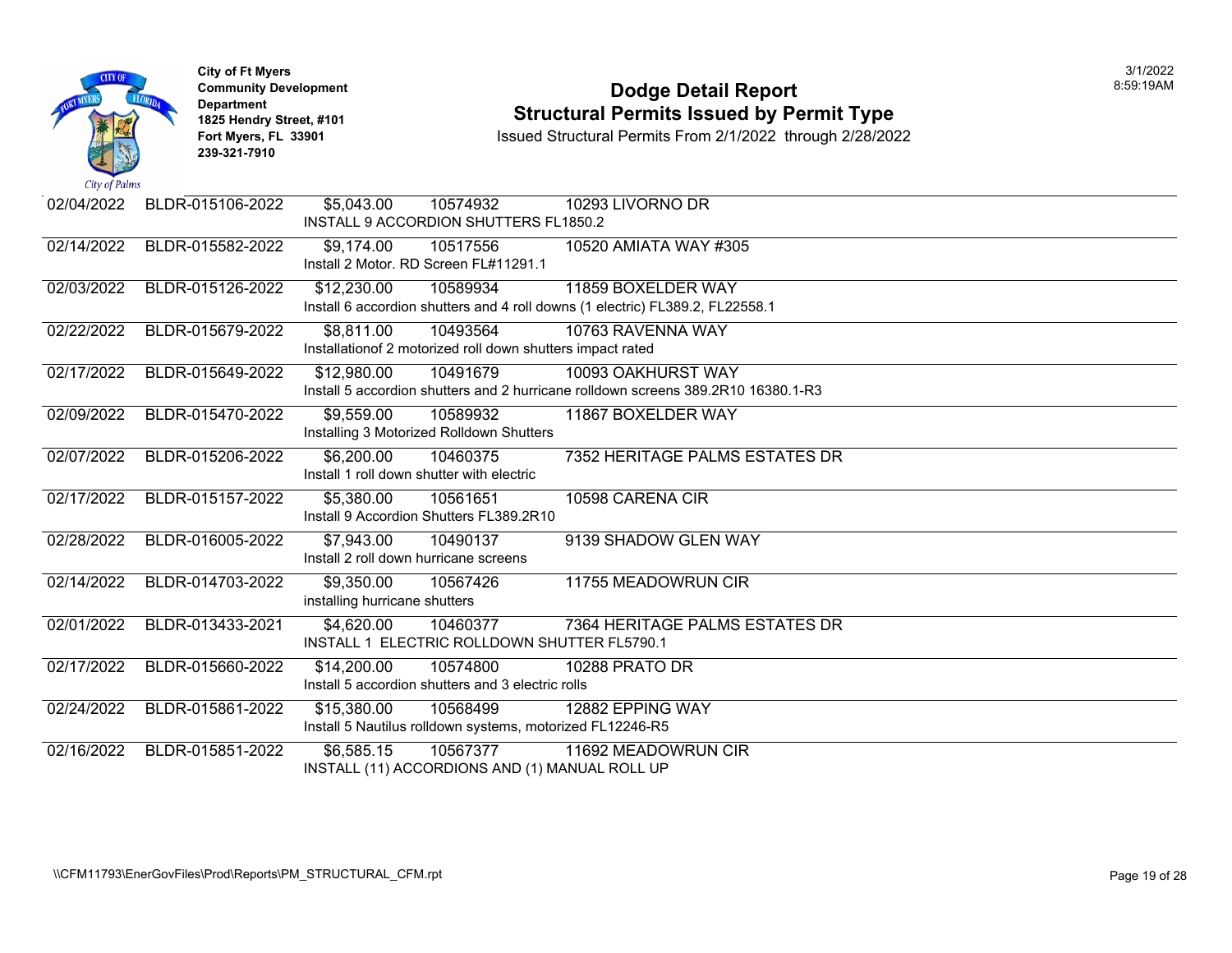City of Ft Myers
Community Development Department
1825 Hendry Street, #101
Fort Myers, FL 33901
239-321-7910

# Dodge Detail Report
## Structural Permits Issued by Permit Type

Issued Structural Permits From 2/1/2022 through 2/28/2022

3/1/2022
8:59:19AM

| Date | Permit No. | Valuation | Parcel | Address | Description |
|---|---|---|---|---|---|
| 02/04/2022 | BLDR-015106-2022 | $5,043.00 | 10574932 | 10293 LIVORNO DR | INSTALL 9 ACCORDION SHUTTERS FL1850.2 |
| 02/14/2022 | BLDR-015582-2022 | $9,174.00 | 10517556 | 10520 AMIATA WAY #305 | Install 2 Motor. RD Screen FL#11291.1 |
| 02/03/2022 | BLDR-015126-2022 | $12,230.00 | 10589934 | 11859 BOXELDER WAY | Install 6 accordion shutters and 4 roll downs (1 electric) FL389.2, FL22558.1 |
| 02/22/2022 | BLDR-015679-2022 | $8,811.00 | 10493564 | 10763 RAVENNA WAY | Installationof 2 motorized roll down shutters impact rated |
| 02/17/2022 | BLDR-015649-2022 | $12,980.00 | 10491679 | 10093 OAKHURST WAY | Install 5 accordion shutters and 2 hurricane rolldown screens 389.2R10 16380.1-R3 |
| 02/09/2022 | BLDR-015470-2022 | $9,559.00 | 10589932 | 11867 BOXELDER WAY | Installing 3 Motorized Rolldown Shutters |
| 02/07/2022 | BLDR-015206-2022 | $6,200.00 | 10460375 | 7352 HERITAGE PALMS ESTATES DR | Install 1 roll down shutter with electric |
| 02/17/2022 | BLDR-015157-2022 | $5,380.00 | 10561651 | 10598 CARENA CIR | Install 9 Accordion Shutters FL389.2R10 |
| 02/28/2022 | BLDR-016005-2022 | $7,943.00 | 10490137 | 9139 SHADOW GLEN WAY | Install 2 roll down hurricane screens |
| 02/14/2022 | BLDR-014703-2022 | $9,350.00 | 10567426 | 11755 MEADOWRUN CIR | installing hurricane shutters |
| 02/01/2022 | BLDR-013433-2021 | $4,620.00 | 10460377 | 7364 HERITAGE PALMS ESTATES DR | INSTALL 1 ELECTRIC ROLLDOWN SHUTTER FL5790.1 |
| 02/17/2022 | BLDR-015660-2022 | $14,200.00 | 10574800 | 10288 PRATO DR | Install 5 accordion shutters and 3 electric rolls |
| 02/24/2022 | BLDR-015861-2022 | $15,380.00 | 10568499 | 12882 EPPING WAY | Install 5 Nautilus rolldown systems, motorized FL12246-R5 |
| 02/16/2022 | BLDR-015851-2022 | $6,585.15 | 10567377 | 11692 MEADOWRUN CIR | INSTALL (11) ACCORDIONS AND (1) MANUAL ROLL UP |

\\CFM11793\EnerGovFiles\Prod\Reports\PM_STRUCTURAL_CFM.rpt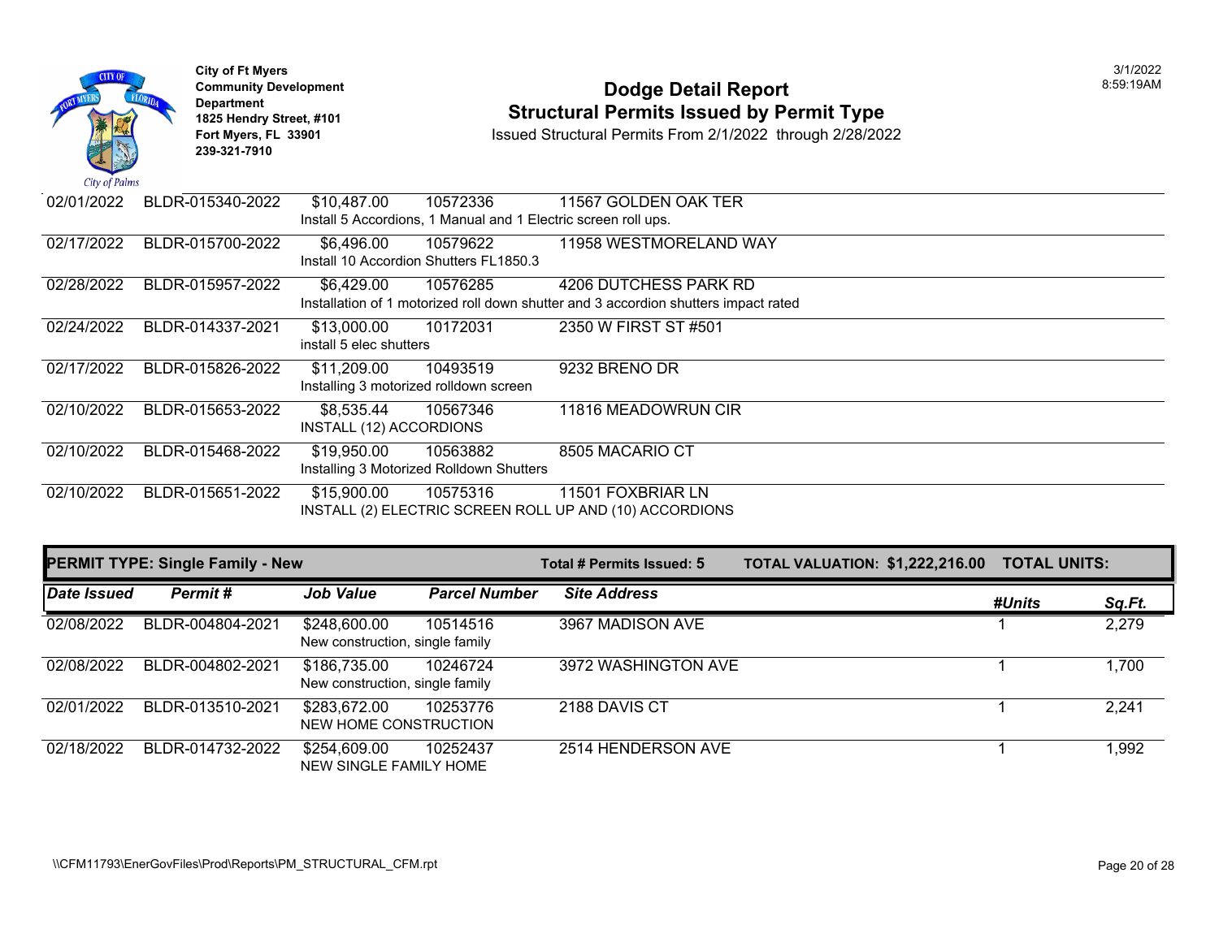City of Ft Myers
Community Development Department
1825 Hendry Street, #101
Fort Myers, FL 33901
239-321-7910

# Dodge Detail Report
## Structural Permits Issued by Permit Type

Issued Structural Permits From 2/1/2022 through 2/28/2022

3/1/2022
8:59:19AM

| Date Issued | Permit # | Job Value | Parcel Number | Site Address | #Units | Sq.Ft. |
|---|---|---|---|---|---|---|
| 02/01/2022 | BLDR-015340-2022 | $10,487.00 | 10572336 | 11567 GOLDEN OAK TER | | |
| | Install 5 Accordions, 1 Manual and 1 Electric screen roll ups. | | | | | |
| 02/17/2022 | BLDR-015700-2022 | $6,496.00 | 10579622 | 11958 WESTMORELAND WAY | | |
| | Install 10 Accordion Shutters FL1850.3 | | | | | |
| 02/28/2022 | BLDR-015957-2022 | $6,429.00 | 10576285 | 4206 DUTCHESS PARK RD | | |
| | Installation of 1 motorized roll down shutter and 3 accordion shutters impact rated | | | | | |
| 02/24/2022 | BLDR-014337-2021 | $13,000.00 | 10172031 | 2350 W FIRST ST #501 | | |
| | install 5 elec shutters | | | | | |
| 02/17/2022 | BLDR-015826-2022 | $11,209.00 | 10493519 | 9232 BRENO DR | | |
| | Installing 3 motorized rolldown screen | | | | | |
| 02/10/2022 | BLDR-015653-2022 | $8,535.44 | 10567346 | 11816 MEADOWRUN CIR | | |
| | INSTALL (12) ACCORDIONS | | | | | |
| 02/10/2022 | BLDR-015468-2022 | $19,950.00 | 10563882 | 8505 MACARIO CT | | |
| | Installing 3 Motorized Rolldown Shutters | | | | | |
| 02/10/2022 | BLDR-015651-2022 | $15,900.00 | 10575316 | 11501 FOXBRIAR LN | | |
| | INSTALL (2) ELECTRIC SCREEN ROLL UP AND (10) ACCORDIONS | | | | | |

**PERMIT TYPE: Single Family - New** | **Total # Permits Issued: 5** | **TOTAL VALUATION: $1,222,216.00** | **TOTAL UNITS:**

| Date Issued | Permit # | Job Value | Parcel Number | Site Address | #Units | Sq.Ft. |
|---|---|---|---|---|---|---|
| 02/08/2022 | BLDR-004804-2021 | $248,600.00 | 10514516 | 3967 MADISON AVE | 1 | 2,279 |
| | New construction, single family | | | | | |
| 02/08/2022 | BLDR-004802-2021 | $186,735.00 | 10246724 | 3972 WASHINGTON AVE | 1 | 1,700 |
| | New construction, single family | | | | | |
| 02/01/2022 | BLDR-013510-2021 | $283,672.00 | 10253776 | 2188 DAVIS CT | 1 | 2,241 |
| | NEW HOME CONSTRUCTION | | | | | |
| 02/18/2022 | BLDR-014732-2022 | $254,609.00 | 10252437 | 2514 HENDERSON AVE | 1 | 1,992 |
| | NEW SINGLE FAMILY HOME | | | | | |

\\CFM11793\EnerGovFiles\Prod\Reports\PM_STRUCTURAL_CFM.rpt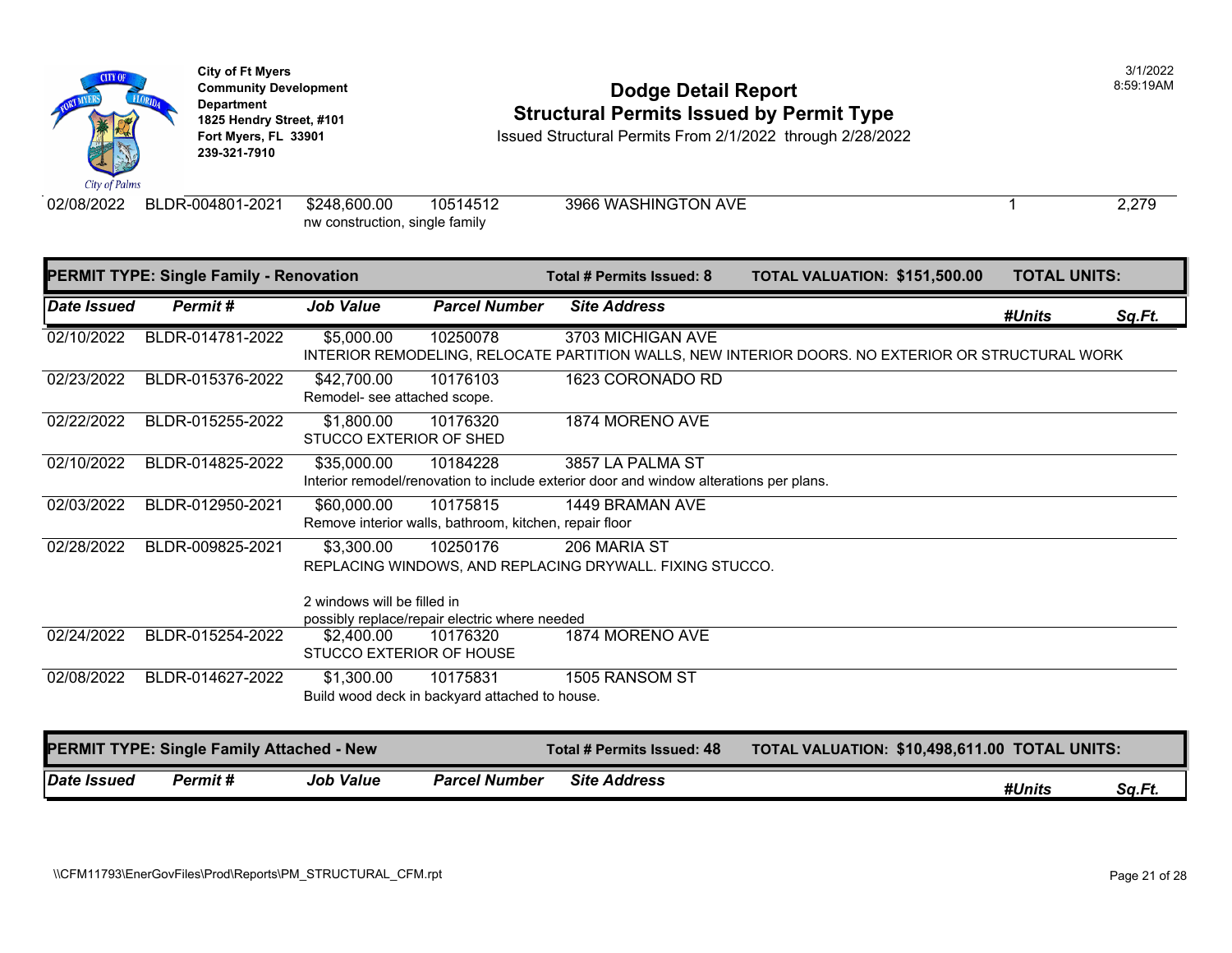| Date Issued | Permit # | Job Value | Parcel Number | Site Address | #Units | Sq.Ft. |
|---|---|---|---|---|---|---|
| 02/08/2022 | BLDR-004801-2021 | $248,600.00 | 10514512 | 3966 WASHINGTON AVE | 1 | 2,279 |
| | | nw construction, single family | | | | |

## PERMIT TYPE: Single Family - Renovation

**Total # Permits Issued: 8** **TOTAL VALUATION: $151,500.00** **TOTAL UNITS:**

| Date Issued | Permit # | Job Value | Parcel Number | Site Address | #Units | Sq.Ft. |
|---|---|---|---|---|---|---|
| 02/10/2022 | BLDR-014781-2022 | $5,000.00 | 10250078 | 3703 MICHIGAN AVE | | |
| | | INTERIOR REMODELING, RELOCATE PARTITION WALLS, NEW INTERIOR DOORS. NO EXTERIOR OR STRUCTURAL WORK | | | | |
| 02/23/2022 | BLDR-015376-2022 | $42,700.00 | 10176103 | 1623 CORONADO RD | | |
| | | Remodel- see attached scope. | | | | |
| 02/22/2022 | BLDR-015255-2022 | $1,800.00 | 10176320 | 1874 MORENO AVE | | |
| | | STUCCO EXTERIOR OF SHED | | | | |
| 02/10/2022 | BLDR-014825-2022 | $35,000.00 | 10184228 | 3857 LA PALMA ST | | |
| | | Interior remodel/renovation to include exterior door and window alterations per plans. | | | | |
| 02/03/2022 | BLDR-012950-2021 | $60,000.00 | 10175815 | 1449 BRAMAN AVE | | |
| | | Remove interior walls, bathroom, kitchen, repair floor | | | | |
| 02/28/2022 | BLDR-009825-2021 | $3,300.00 | 10250176 | 206 MARIA ST | | |
| | | REPLACING WINDOWS, AND REPLACING DRYWALL. FIXING STUCCO. 2 windows will be filled in possibly replace/repair electric where needed | | | | |
| 02/24/2022 | BLDR-015254-2022 | $2,400.00 | 10176320 | 1874 MORENO AVE | | |
| | | STUCCO EXTERIOR OF HOUSE | | | | |
| 02/08/2022 | BLDR-014627-2022 | $1,300.00 | 10175831 | 1505 RANSOM ST | | |
| | | Build wood deck in backyard attached to house. | | | | |

## PERMIT TYPE: Single Family Attached - New

**Total # Permits Issued: 48** **TOTAL VALUATION: $10,498,611.00** **TOTAL UNITS:**

| Date Issued | Permit # | Job Value | Parcel Number | Site Address | #Units | Sq.Ft. |
|---|---|---|---|---|---|---|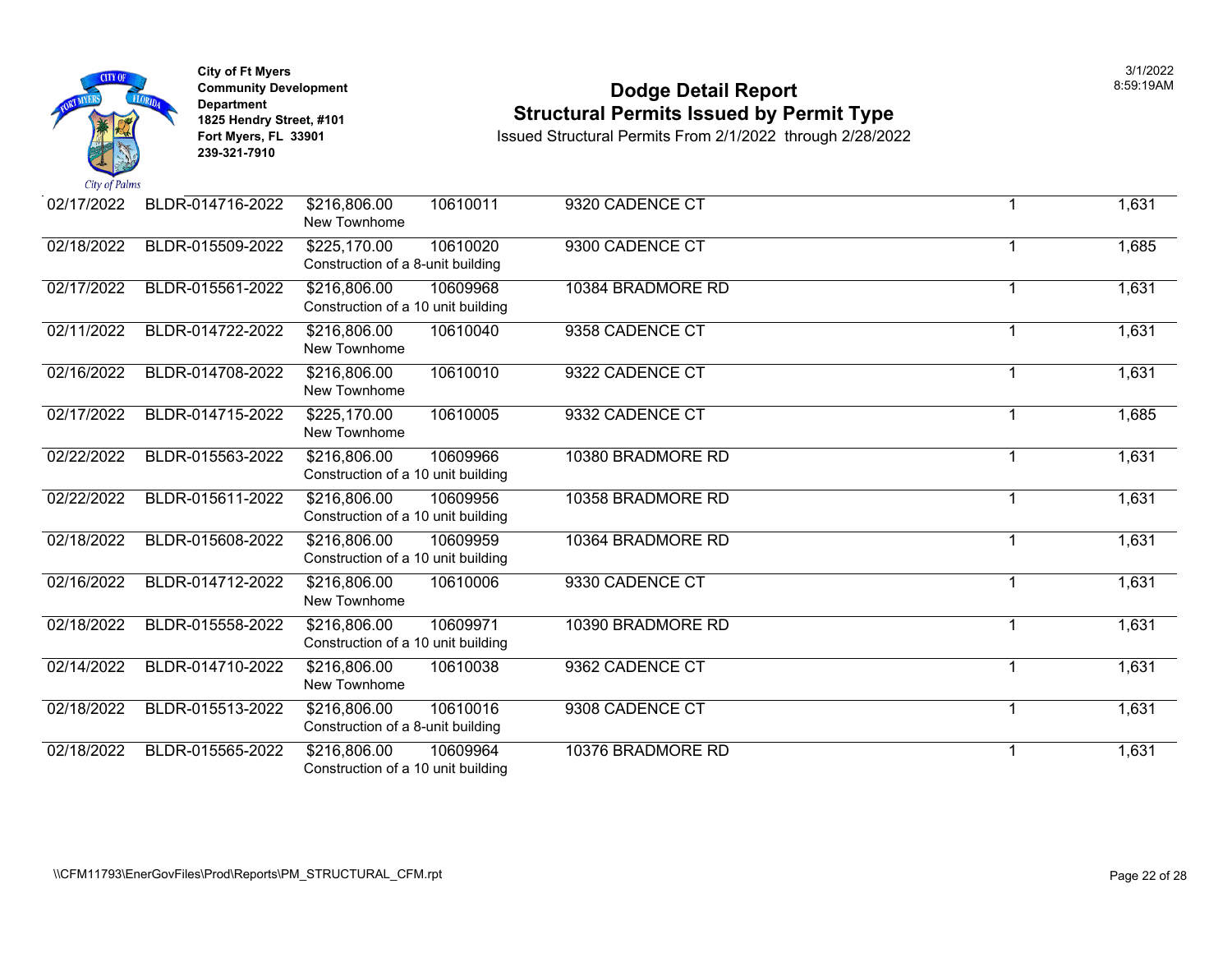City of Ft Myers
Community Development Department
1825 Hendry Street, #101
Fort Myers, FL 33901
239-321-7910

# Dodge Detail Report
## Structural Permits Issued by Permit Type

Issued Structural Permits From 2/1/2022 through 2/28/2022

3/1/2022
8:59:19AM

| Date | Permit | Valuation / Description | Parcel | Address | Units | Sq Ft |
|---|---|---|---|---|---|---|
| 02/17/2022 | BLDR-014716-2022 | $216,806.00 New Townhome | 10610011 | 9320 CADENCE CT | 1 | 1,631 |
| 02/18/2022 | BLDR-015509-2022 | $225,170.00 Construction of a 8-unit building | 10610020 | 9300 CADENCE CT | 1 | 1,685 |
| 02/17/2022 | BLDR-015561-2022 | $216,806.00 Construction of a 10 unit building | 10609968 | 10384 BRADMORE RD | 1 | 1,631 |
| 02/11/2022 | BLDR-014722-2022 | $216,806.00 New Townhome | 10610040 | 9358 CADENCE CT | 1 | 1,631 |
| 02/16/2022 | BLDR-014708-2022 | $216,806.00 New Townhome | 10610010 | 9322 CADENCE CT | 1 | 1,631 |
| 02/17/2022 | BLDR-014715-2022 | $225,170.00 New Townhome | 10610005 | 9332 CADENCE CT | 1 | 1,685 |
| 02/22/2022 | BLDR-015563-2022 | $216,806.00 Construction of a 10 unit building | 10609966 | 10380 BRADMORE RD | 1 | 1,631 |
| 02/22/2022 | BLDR-015611-2022 | $216,806.00 Construction of a 10 unit building | 10609956 | 10358 BRADMORE RD | 1 | 1,631 |
| 02/18/2022 | BLDR-015608-2022 | $216,806.00 Construction of a 10 unit building | 10609959 | 10364 BRADMORE RD | 1 | 1,631 |
| 02/16/2022 | BLDR-014712-2022 | $216,806.00 New Townhome | 10610006 | 9330 CADENCE CT | 1 | 1,631 |
| 02/18/2022 | BLDR-015558-2022 | $216,806.00 Construction of a 10 unit building | 10609971 | 10390 BRADMORE RD | 1 | 1,631 |
| 02/14/2022 | BLDR-014710-2022 | $216,806.00 New Townhome | 10610038 | 9362 CADENCE CT | 1 | 1,631 |
| 02/18/2022 | BLDR-015513-2022 | $216,806.00 Construction of a 8-unit building | 10610016 | 9308 CADENCE CT | 1 | 1,631 |
| 02/18/2022 | BLDR-015565-2022 | $216,806.00 Construction of a 10 unit building | 10609964 | 10376 BRADMORE RD | 1 | 1,631 |

\\CFM11793\EnerGovFiles\Prod\Reports\PM_STRUCTURAL_CFM.rpt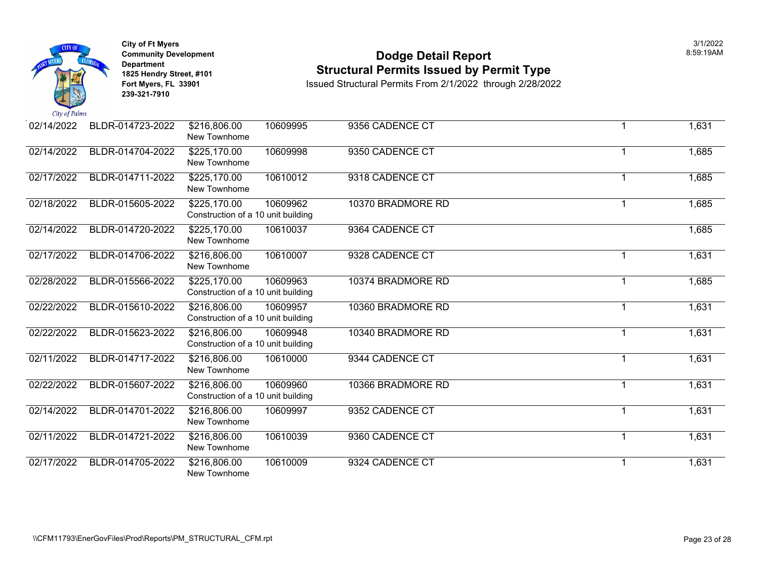City of Ft Myers
Community Development Department
1825 Hendry Street, #101
Fort Myers, FL 33901
239-321-7910

# Dodge Detail Report
## Structural Permits Issued by Permit Type

Issued Structural Permits From 2/1/2022 through 2/28/2022

3/1/2022
8:59:19AM

| Date | Permit | Value / Description | Parcel | Address | Units | Sq Ft |
|---|---|---|---|---|---|---|
| 02/14/2022 | BLDR-014723-2022 | $216,806.00 New Townhome | 10609995 | 9356 CADENCE CT | 1 | 1,631 |
| 02/14/2022 | BLDR-014704-2022 | $225,170.00 New Townhome | 10609998 | 9350 CADENCE CT | 1 | 1,685 |
| 02/17/2022 | BLDR-014711-2022 | $225,170.00 New Townhome | 10610012 | 9318 CADENCE CT | 1 | 1,685 |
| 02/18/2022 | BLDR-015605-2022 | $225,170.00 Construction of a 10 unit building | 10609962 | 10370 BRADMORE RD | 1 | 1,685 |
| 02/14/2022 | BLDR-014720-2022 | $225,170.00 New Townhome | 10610037 | 9364 CADENCE CT | | 1,685 |
| 02/17/2022 | BLDR-014706-2022 | $216,806.00 New Townhome | 10610007 | 9328 CADENCE CT | 1 | 1,631 |
| 02/28/2022 | BLDR-015566-2022 | $225,170.00 Construction of a 10 unit building | 10609963 | 10374 BRADMORE RD | 1 | 1,685 |
| 02/22/2022 | BLDR-015610-2022 | $216,806.00 Construction of a 10 unit building | 10609957 | 10360 BRADMORE RD | 1 | 1,631 |
| 02/22/2022 | BLDR-015623-2022 | $216,806.00 Construction of a 10 unit building | 10609948 | 10340 BRADMORE RD | 1 | 1,631 |
| 02/11/2022 | BLDR-014717-2022 | $216,806.00 New Townhome | 10610000 | 9344 CADENCE CT | 1 | 1,631 |
| 02/22/2022 | BLDR-015607-2022 | $216,806.00 Construction of a 10 unit building | 10609960 | 10366 BRADMORE RD | 1 | 1,631 |
| 02/14/2022 | BLDR-014701-2022 | $216,806.00 New Townhome | 10609997 | 9352 CADENCE CT | 1 | 1,631 |
| 02/11/2022 | BLDR-014721-2022 | $216,806.00 New Townhome | 10610039 | 9360 CADENCE CT | 1 | 1,631 |
| 02/17/2022 | BLDR-014705-2022 | $216,806.00 New Townhome | 10610009 | 9324 CADENCE CT | 1 | 1,631 |

\\CFM11793\EnerGovFiles\Prod\Reports\PM_STRUCTURAL_CFM.rpt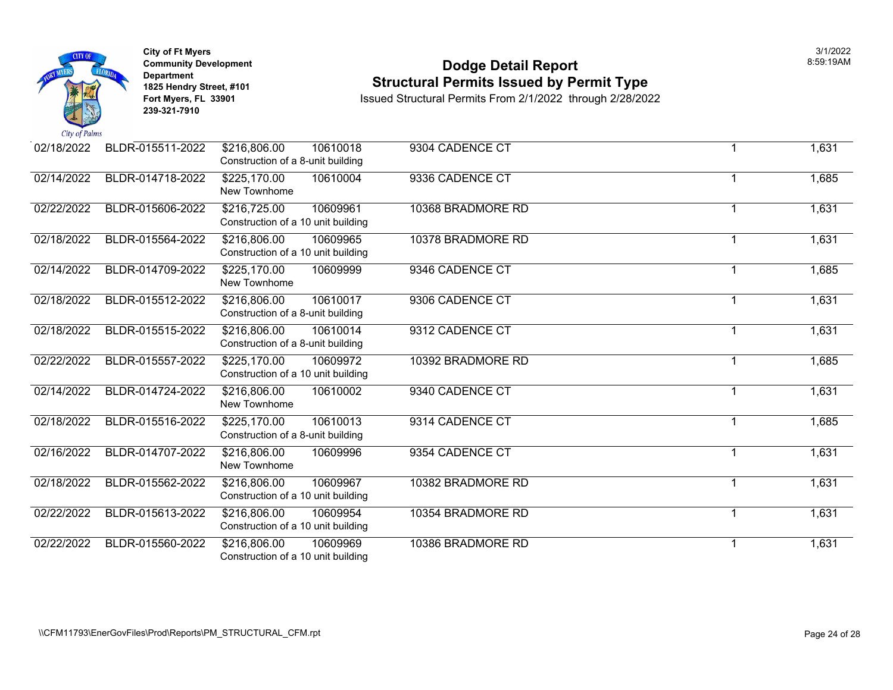City of Ft Myers
Community Development Department
1825 Hendry Street, #101
Fort Myers, FL 33901
239-321-7910

# Dodge Detail Report

## Structural Permits Issued by Permit Type

Issued Structural Permits From 2/1/2022 through 2/28/2022

3/1/2022
8:59:19AM

| Date | Permit | Valuation / Description | Parcel | Address | Units | Sq Ft |
|---|---|---|---|---|---|---|
| 02/18/2022 | BLDR-015511-2022 | $216,806.00 Construction of a 8-unit building | 10610018 | 9304 CADENCE CT | 1 | 1,631 |
| 02/14/2022 | BLDR-014718-2022 | $225,170.00 New Townhome | 10610004 | 9336 CADENCE CT | 1 | 1,685 |
| 02/22/2022 | BLDR-015606-2022 | $216,725.00 Construction of a 10 unit building | 10609961 | 10368 BRADMORE RD | 1 | 1,631 |
| 02/18/2022 | BLDR-015564-2022 | $216,806.00 Construction of a 10 unit building | 10609965 | 10378 BRADMORE RD | 1 | 1,631 |
| 02/14/2022 | BLDR-014709-2022 | $225,170.00 New Townhome | 10609999 | 9346 CADENCE CT | 1 | 1,685 |
| 02/18/2022 | BLDR-015512-2022 | $216,806.00 Construction of a 8-unit building | 10610017 | 9306 CADENCE CT | 1 | 1,631 |
| 02/18/2022 | BLDR-015515-2022 | $216,806.00 Construction of a 8-unit building | 10610014 | 9312 CADENCE CT | 1 | 1,631 |
| 02/22/2022 | BLDR-015557-2022 | $225,170.00 Construction of a 10 unit building | 10609972 | 10392 BRADMORE RD | 1 | 1,685 |
| 02/14/2022 | BLDR-014724-2022 | $216,806.00 New Townhome | 10610002 | 9340 CADENCE CT | 1 | 1,631 |
| 02/18/2022 | BLDR-015516-2022 | $225,170.00 Construction of a 8-unit building | 10610013 | 9314 CADENCE CT | 1 | 1,685 |
| 02/16/2022 | BLDR-014707-2022 | $216,806.00 New Townhome | 10609996 | 9354 CADENCE CT | 1 | 1,631 |
| 02/18/2022 | BLDR-015562-2022 | $216,806.00 Construction of a 10 unit building | 10609967 | 10382 BRADMORE RD | 1 | 1,631 |
| 02/22/2022 | BLDR-015613-2022 | $216,806.00 Construction of a 10 unit building | 10609954 | 10354 BRADMORE RD | 1 | 1,631 |
| 02/22/2022 | BLDR-015560-2022 | $216,806.00 Construction of a 10 unit building | 10609969 | 10386 BRADMORE RD | 1 | 1,631 |

\\CFM11793\EnerGovFiles\Prod\Reports\PM_STRUCTURAL_CFM.rpt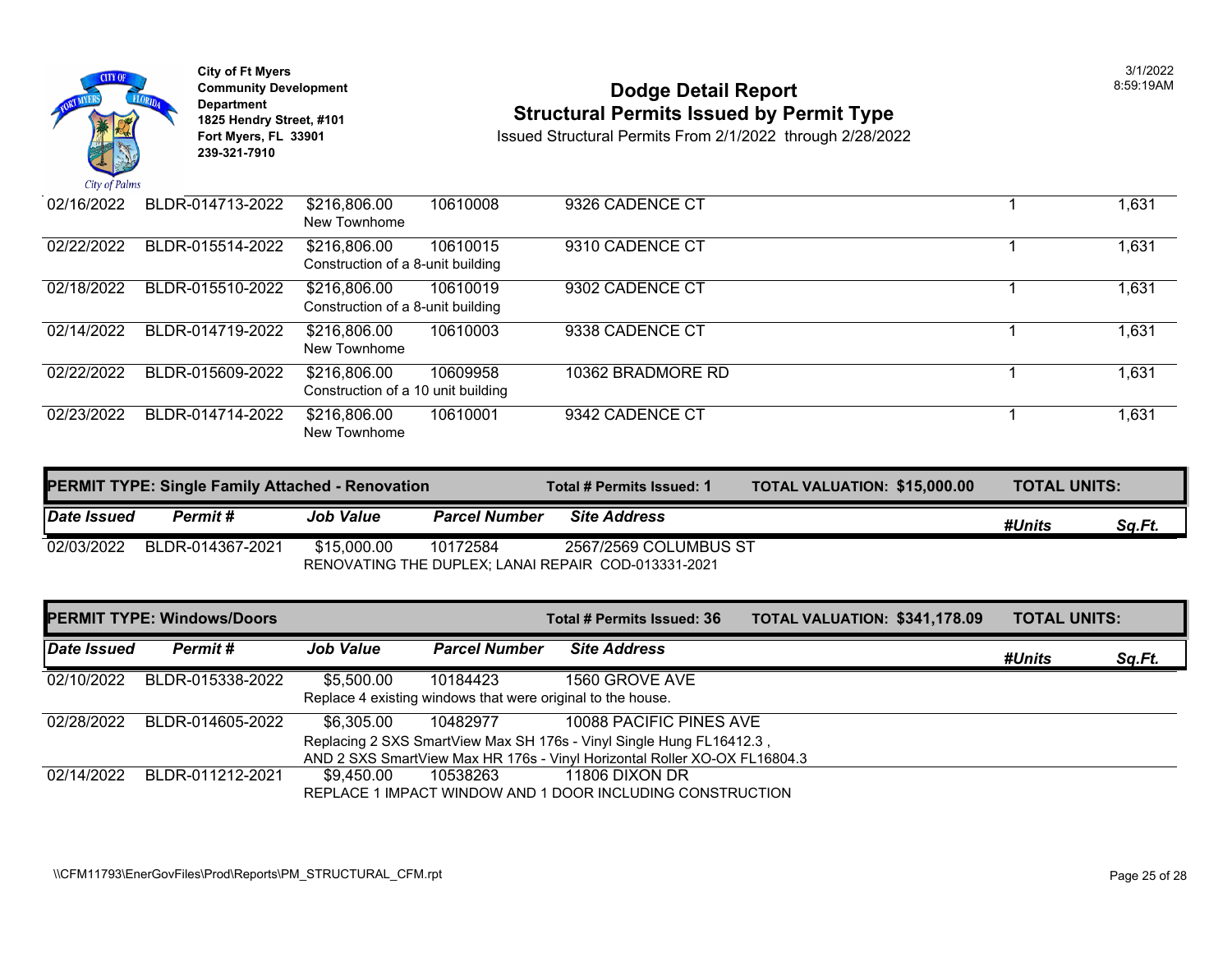City of Ft Myers
Community Development Department
1825 Hendry Street, #101
Fort Myers, FL 33901
239-321-7910

# Dodge Detail Report
## Structural Permits Issued by Permit Type

Issued Structural Permits From 2/1/2022 through 2/28/2022

3/1/2022
8:59:19AM

| Date Issued | Permit # | Job Value | Parcel Number | Site Address | #Units | Sq.Ft. |
|---|---|---|---|---|---|---|
| 02/16/2022 | BLDR-014713-2022 | $216,806.00<br>New Townhome | 10610008 | 9326 CADENCE CT | 1 | 1,631 |
| 02/22/2022 | BLDR-015514-2022 | $216,806.00<br>Construction of a 8-unit building | 10610015 | 9310 CADENCE CT | 1 | 1,631 |
| 02/18/2022 | BLDR-015510-2022 | $216,806.00<br>Construction of a 8-unit building | 10610019 | 9302 CADENCE CT | 1 | 1,631 |
| 02/14/2022 | BLDR-014719-2022 | $216,806.00<br>New Townhome | 10610003 | 9338 CADENCE CT | 1 | 1,631 |
| 02/22/2022 | BLDR-015609-2022 | $216,806.00<br>Construction of a 10 unit building | 10609958 | 10362 BRADMORE RD | 1 | 1,631 |
| 02/23/2022 | BLDR-014714-2022 | $216,806.00<br>New Townhome | 10610001 | 9342 CADENCE CT | 1 | 1,631 |

**PERMIT TYPE: Single Family Attached - Renovation** — **Total # Permits Issued: 1** — **TOTAL VALUATION: $15,000.00** — **TOTAL UNITS:**

| Date Issued | Permit # | Job Value | Parcel Number | Site Address | #Units | Sq.Ft. |
|---|---|---|---|---|---|---|
| 02/03/2022 | BLDR-014367-2021 | $15,000.00<br>RENOVATING THE DUPLEX; LANAI REPAIR COD-013331-2021 | 10172584 | 2567/2569 COLUMBUS ST | | |

**PERMIT TYPE: Windows/Doors** — **Total # Permits Issued: 36** — **TOTAL VALUATION: $341,178.09** — **TOTAL UNITS:**

| Date Issued | Permit # | Job Value | Parcel Number | Site Address | #Units | Sq.Ft. |
|---|---|---|---|---|---|---|
| 02/10/2022 | BLDR-015338-2022 | $5,500.00<br>Replace 4 existing windows that were original to the house. | 10184423 | 1560 GROVE AVE | | |
| 02/28/2022 | BLDR-014605-2022 | $6,305.00<br>Replacing 2 SXS SmartView Max SH 176s - Vinyl Single Hung FL16412.3 , AND 2 SXS SmartView Max HR 176s - Vinyl Horizontal Roller XO-OX FL16804.3 | 10482977 | 10088 PACIFIC PINES AVE | | |
| 02/14/2022 | BLDR-011212-2021 | $9,450.00<br>REPLACE 1 IMPACT WINDOW AND 1 DOOR INCLUDING CONSTRUCTION | 10538263 | 11806 DIXON DR | | |

\\CFM11793\EnerGovFiles\Prod\Reports\PM_STRUCTURAL_CFM.rpt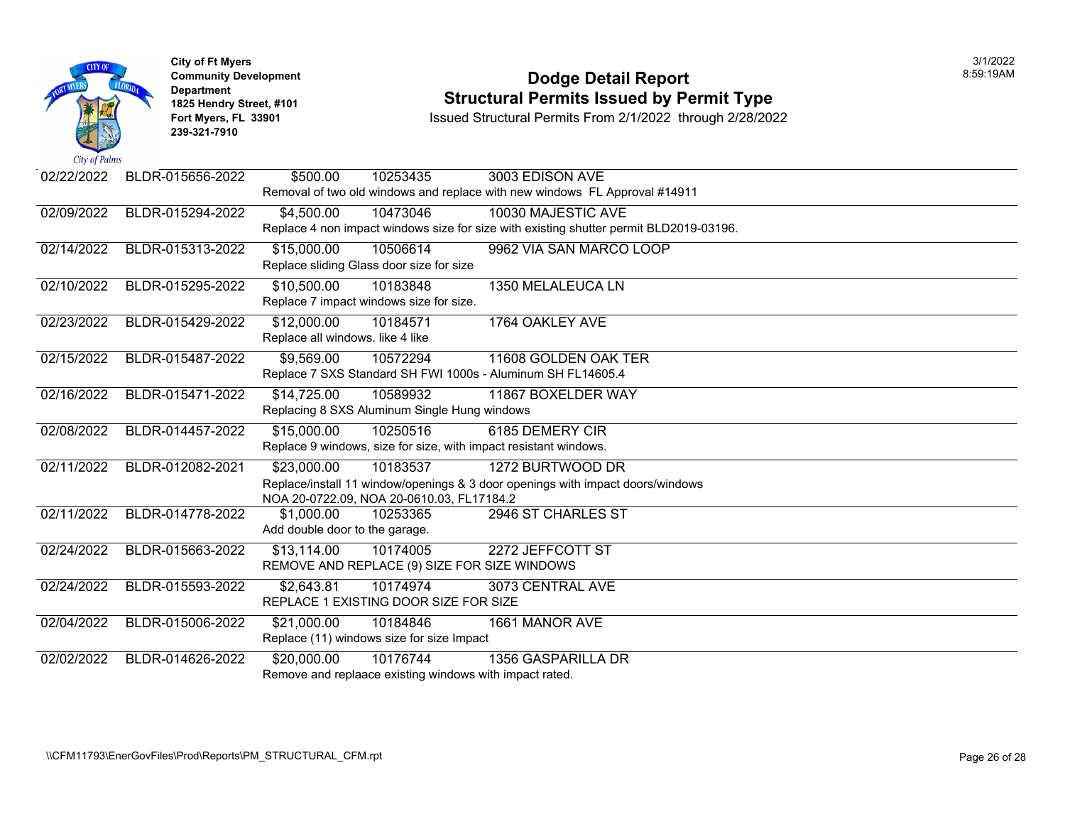City of Ft Myers
Community Development Department
1825 Hendry Street, #101
Fort Myers, FL 33901
239-321-7910

# Dodge Detail Report
## Structural Permits Issued by Permit Type

Issued Structural Permits From 2/1/2022 through 2/28/2022

3/1/2022
8:59:19AM

| Date | Permit Number | Valuation | Parcel | Address | Description |
|---|---|---|---|---|---|
| 02/22/2022 | BLDR-015656-2022 | $500.00 | 10253435 | 3003 EDISON AVE | Removal of two old windows and replace with new windows FL Approval #14911 |
| 02/09/2022 | BLDR-015294-2022 | $4,500.00 | 10473046 | 10030 MAJESTIC AVE | Replace 4 non impact windows size for size with existing shutter permit BLD2019-03196. |
| 02/14/2022 | BLDR-015313-2022 | $15,000.00 | 10506614 | 9962 VIA SAN MARCO LOOP | Replace sliding Glass door size for size |
| 02/10/2022 | BLDR-015295-2022 | $10,500.00 | 10183848 | 1350 MELALEUCA LN | Replace 7 impact windows size for size. |
| 02/23/2022 | BLDR-015429-2022 | $12,000.00 | 10184571 | 1764 OAKLEY AVE | Replace all windows. like 4 like |
| 02/15/2022 | BLDR-015487-2022 | $9,569.00 | 10572294 | 11608 GOLDEN OAK TER | Replace 7 SXS Standard SH FWI 1000s - Aluminum SH FL14605.4 |
| 02/16/2022 | BLDR-015471-2022 | $14,725.00 | 10589932 | 11867 BOXELDER WAY | Replacing 8 SXS Aluminum Single Hung windows |
| 02/08/2022 | BLDR-014457-2022 | $15,000.00 | 10250516 | 6185 DEMERY CIR | Replace 9 windows, size for size, with impact resistant windows. |
| 02/11/2022 | BLDR-012082-2021 | $23,000.00 | 10183537 | 1272 BURTWOOD DR | Replace/install 11 window/openings & 3 door openings with impact doors/windows NOA 20-0722.09, NOA 20-0610.03, FL17184.2 |
| 02/11/2022 | BLDR-014778-2022 | $1,000.00 | 10253365 | 2946 ST CHARLES ST | Add double door to the garage. |
| 02/24/2022 | BLDR-015663-2022 | $13,114.00 | 10174005 | 2272 JEFFCOTT ST | REMOVE AND REPLACE (9) SIZE FOR SIZE WINDOWS |
| 02/24/2022 | BLDR-015593-2022 | $2,643.81 | 10174974 | 3073 CENTRAL AVE | REPLACE 1 EXISTING DOOR SIZE FOR SIZE |
| 02/04/2022 | BLDR-015006-2022 | $21,000.00 | 10184846 | 1661 MANOR AVE | Replace (11) windows size for size Impact |
| 02/02/2022 | BLDR-014626-2022 | $20,000.00 | 10176744 | 1356 GASPARILLA DR | Remove and replaace existing windows with impact rated. |

\\CFM11793\EnerGovFiles\Prod\Reports\PM_STRUCTURAL_CFM.rpt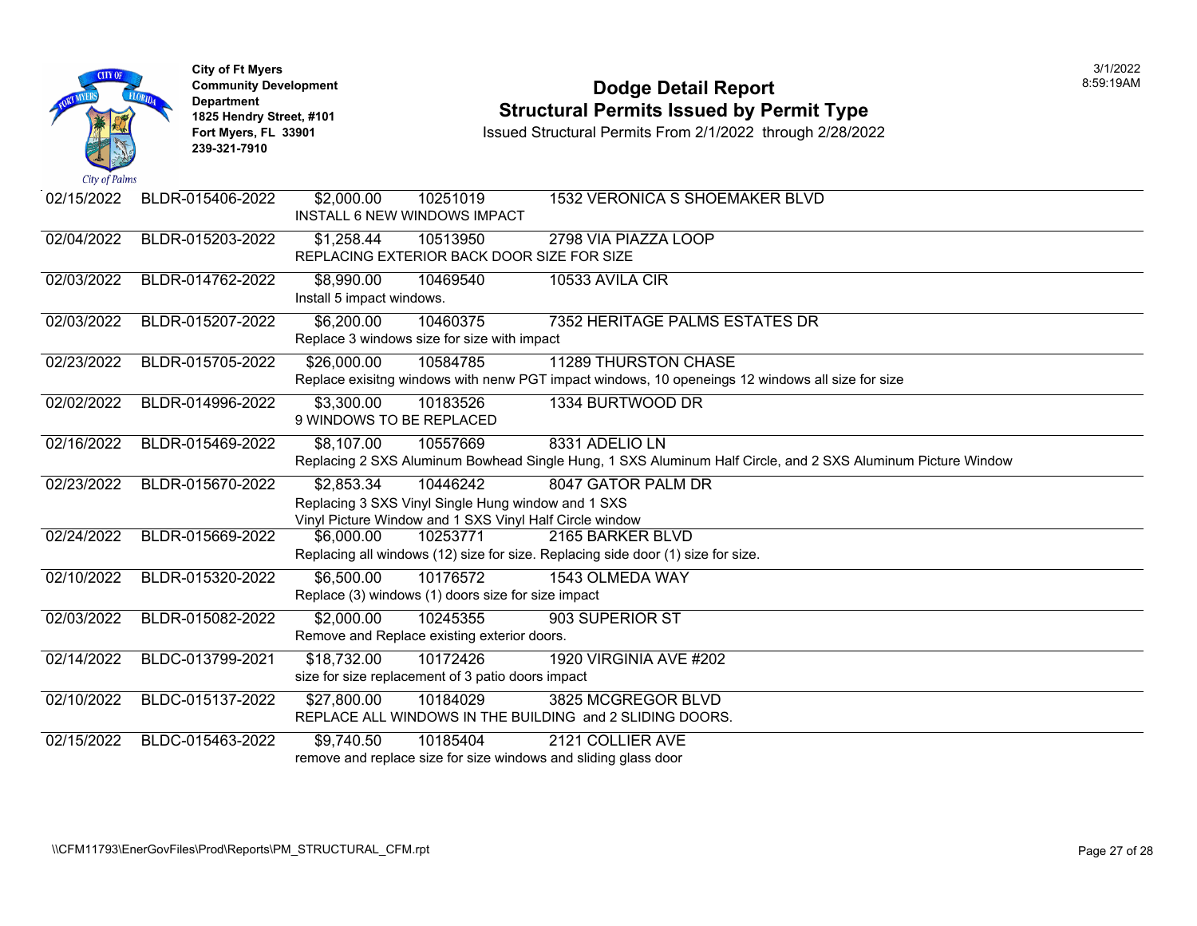City of Ft Myers
Community Development Department
1825 Hendry Street, #101
Fort Myers, FL 33901
239-321-7910

# Dodge Detail Report

## Structural Permits Issued by Permit Type

Issued Structural Permits From 2/1/2022 through 2/28/2022

3/1/2022
8:59:19AM

| Date | Permit Number | Value | Parcel | Address / Description |
|---|---|---|---|---|
| 02/15/2022 | BLDR-015406-2022 | $2,000.00 | 10251019 | 1532 VERONICA S SHOEMAKER BLVD |
| | | INSTALL 6 NEW WINDOWS IMPACT | | |
| 02/04/2022 | BLDR-015203-2022 | $1,258.44 | 10513950 | 2798 VIA PIAZZA LOOP |
| | | REPLACING EXTERIOR BACK DOOR SIZE FOR SIZE | | |
| 02/03/2022 | BLDR-014762-2022 | $8,990.00 | 10469540 | 10533 AVILA CIR |
| | | Install 5 impact windows. | | |
| 02/03/2022 | BLDR-015207-2022 | $6,200.00 | 10460375 | 7352 HERITAGE PALMS ESTATES DR |
| | | Replace 3 windows size for size with impact | | |
| 02/23/2022 | BLDR-015705-2022 | $26,000.00 | 10584785 | 11289 THURSTON CHASE |
| | | Replace exisitng windows with nenw PGT impact windows, 10 openeings 12 windows all size for size | | |
| 02/02/2022 | BLDR-014996-2022 | $3,300.00 | 10183526 | 1334 BURTWOOD DR |
| | | 9 WINDOWS TO BE REPLACED | | |
| 02/16/2022 | BLDR-015469-2022 | $8,107.00 | 10557669 | 8331 ADELIO LN |
| | | Replacing 2 SXS Aluminum Bowhead Single Hung, 1 SXS Aluminum Half Circle, and 2 SXS Aluminum Picture Window | | |
| 02/23/2022 | BLDR-015670-2022 | $2,853.34 | 10446242 | 8047 GATOR PALM DR |
| | | Replacing 3 SXS Vinyl Single Hung window and 1 SXS Vinyl Picture Window and 1 SXS Vinyl Half Circle window | | |
| 02/24/2022 | BLDR-015669-2022 | $6,000.00 | 10253771 | 2165 BARKER BLVD |
| | | Replacing all windows (12) size for size. Replacing side door (1) size for size. | | |
| 02/10/2022 | BLDR-015320-2022 | $6,500.00 | 10176572 | 1543 OLMEDA WAY |
| | | Replace (3) windows (1) doors size for size impact | | |
| 02/03/2022 | BLDR-015082-2022 | $2,000.00 | 10245355 | 903 SUPERIOR ST |
| | | Remove and Replace existing exterior doors. | | |
| 02/14/2022 | BLDC-013799-2021 | $18,732.00 | 10172426 | 1920 VIRGINIA AVE #202 |
| | | size for size replacement of 3 patio doors impact | | |
| 02/10/2022 | BLDC-015137-2022 | $27,800.00 | 10184029 | 3825 MCGREGOR BLVD |
| | | REPLACE ALL WINDOWS IN THE BUILDING and 2 SLIDING DOORS. | | |
| 02/15/2022 | BLDC-015463-2022 | $9,740.50 | 10185404 | 2121 COLLIER AVE |
| | | remove and replace size for size windows and sliding glass door | | |

\\CFM11793\EnerGovFiles\Prod\Reports\PM_STRUCTURAL_CFM.rpt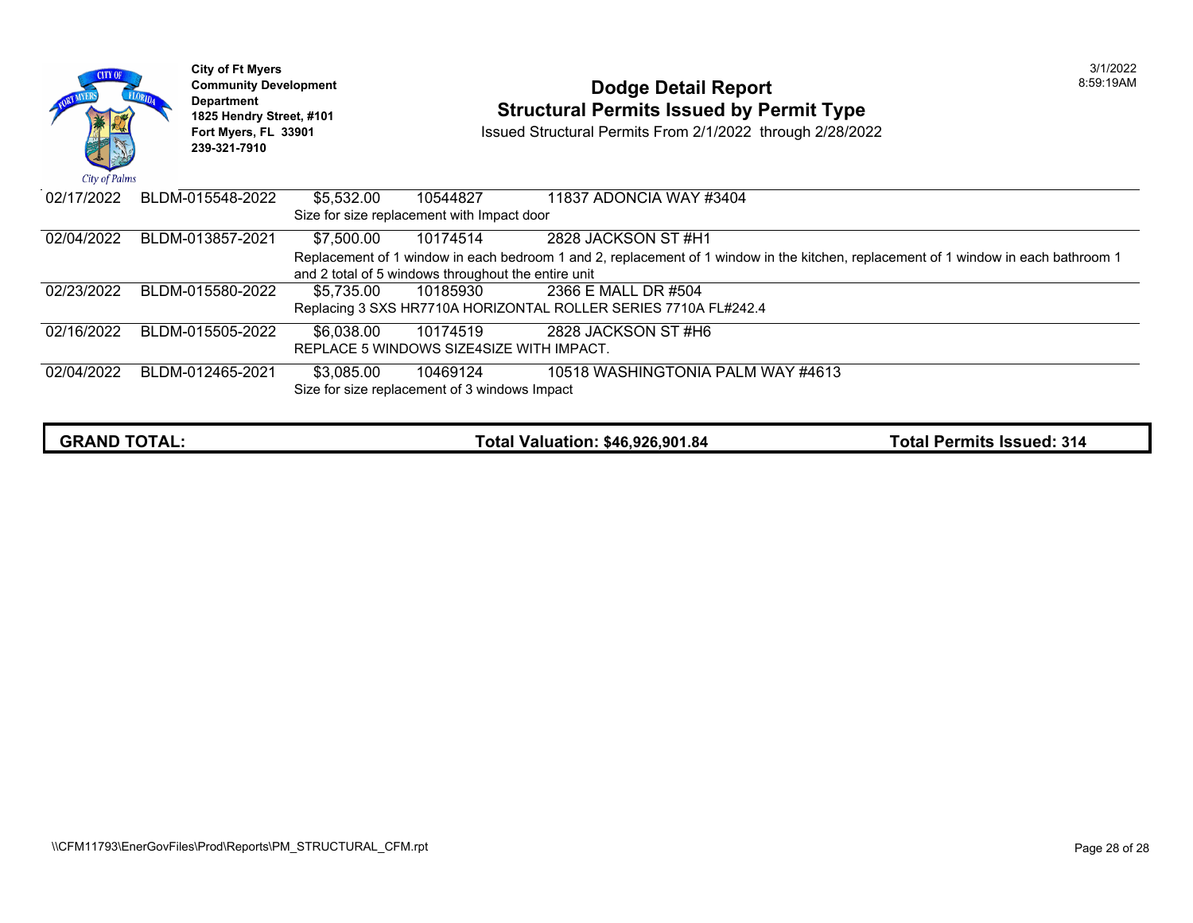City of Ft Myers
Community Development Department
1825 Hendry Street, #101
Fort Myers, FL 33901
239-321-7910

# Dodge Detail Report
## Structural Permits Issued by Permit Type

Issued Structural Permits From 2/1/2022 through 2/28/2022

3/1/2022
8:59:19AM

| | | | | |
|---|---|---|---|---|
| 02/17/2022 | BLDM-015548-2022 | $5,532.00 | 10544827 | 11837 ADONCIA WAY #3404 |
| | | Size for size replacement with Impact door | | |
| 02/04/2022 | BLDM-013857-2021 | $7,500.00 | 10174514 | 2828 JACKSON ST #H1 |
| | | Replacement of 1 window in each bedroom 1 and 2, replacement of 1 window in the kitchen, replacement of 1 window in each bathroom 1 and 2 total of 5 windows throughout the entire unit | | |
| 02/23/2022 | BLDM-015580-2022 | $5,735.00 | 10185930 | 2366 E MALL DR #504 |
| | | Replacing 3 SXS HR7710A HORIZONTAL ROLLER SERIES 7710A FL#242.4 | | |
| 02/16/2022 | BLDM-015505-2022 | $6,038.00 | 10174519 | 2828 JACKSON ST #H6 |
| | | REPLACE 5 WINDOWS SIZE4SIZE WITH IMPACT. | | |
| 02/04/2022 | BLDM-012465-2021 | $3,085.00 | 10469124 | 10518 WASHINGTONIA PALM WAY #4613 |
| | | Size for size replacement of 3 windows Impact | | |

**GRAND TOTAL:** **Total Valuation: $46,926,901.84** **Total Permits Issued: 314**

\\CFM11793\EnerGovFiles\Prod\Reports\PM_STRUCTURAL_CFM.rpt